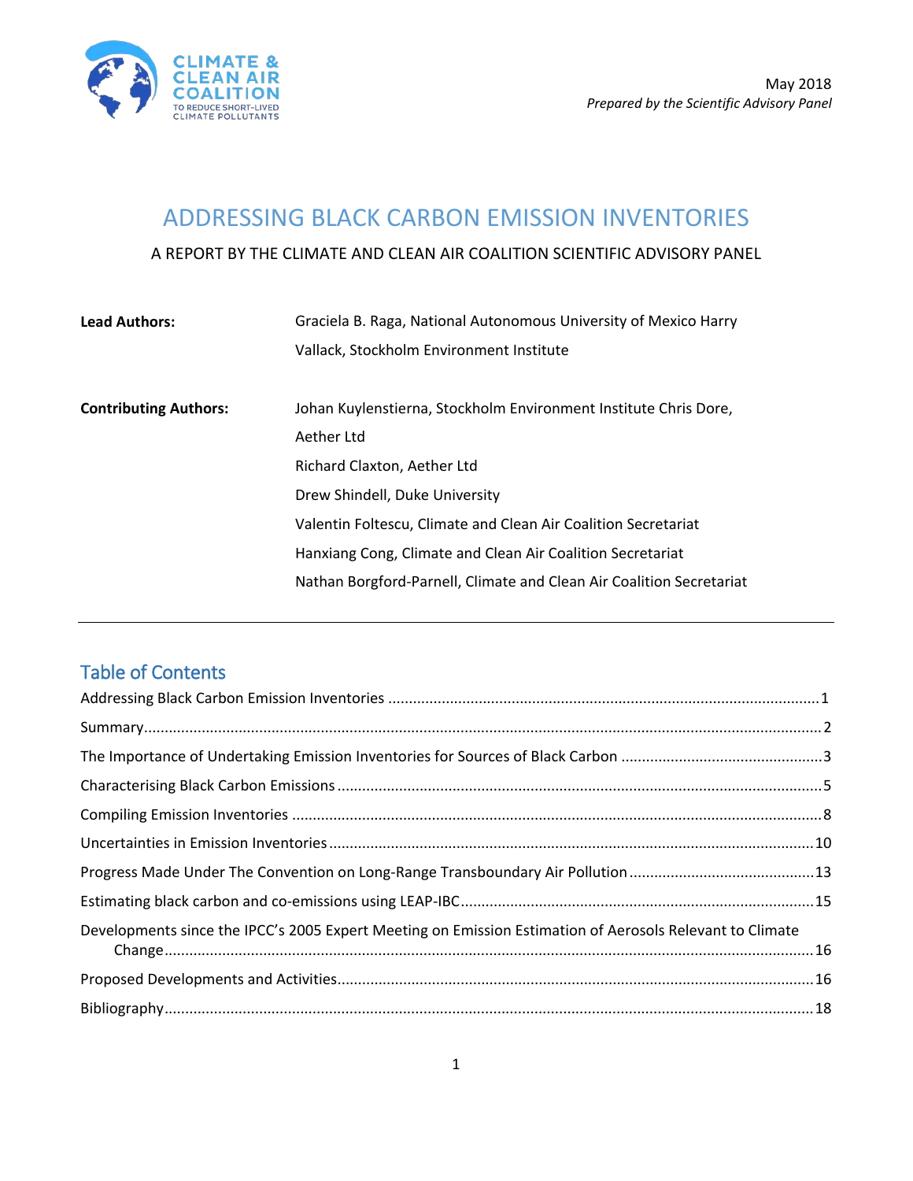CLIMATE & CLEAN AIR COALITION
TO REDUCE SHORT-LIVED CLIMATE POLLUTANTS

May 2018
*Prepared by the Scientific Advisory Panel*

# ADDRESSING BLACK CARBON EMISSION INVENTORIES

A REPORT BY THE CLIMATE AND CLEAN AIR COALITION SCIENTIFIC ADVISORY PANEL

**Lead Authors:** Graciela B. Raga, National Autonomous University of Mexico Harry Vallack, Stockholm Environment Institute

**Contributing Authors:** Johan Kuylenstierna, Stockholm Environment Institute Chris Dore, Aether Ltd
Richard Claxton, Aether Ltd
Drew Shindell, Duke University
Valentin Foltescu, Climate and Clean Air Coalition Secretariat
Hanxiang Cong, Climate and Clean Air Coalition Secretariat
Nathan Borgford-Parnell, Climate and Clean Air Coalition Secretariat

---

## Table of Contents

Addressing Black Carbon Emission Inventories .......... 1
Summary .......... 2
The Importance of Undertaking Emission Inventories for Sources of Black Carbon .......... 3
Characterising Black Carbon Emissions .......... 5
Compiling Emission Inventories .......... 8
Uncertainties in Emission Inventories .......... 10
Progress Made Under The Convention on Long-Range Transboundary Air Pollution .......... 13
Estimating black carbon and co-emissions using LEAP-IBC .......... 15
Developments since the IPCC's 2005 Expert Meeting on Emission Estimation of Aerosols Relevant to Climate Change .......... 16
Proposed Developments and Activities .......... 16
Bibliography .......... 18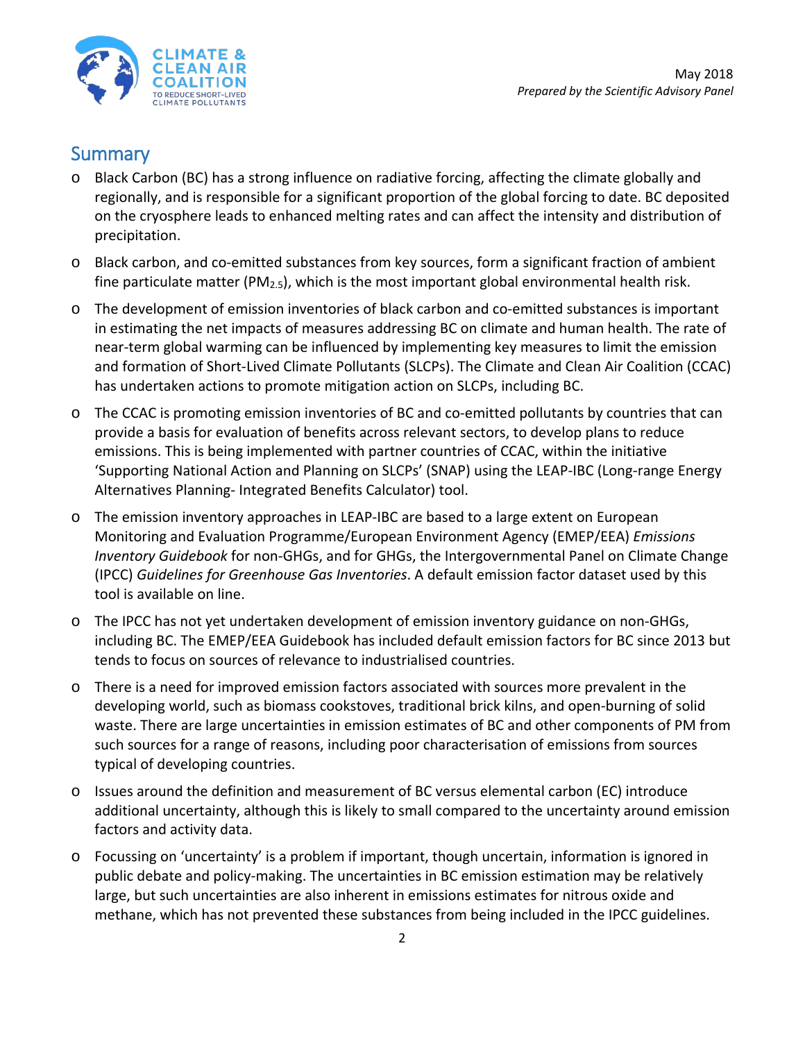## Summary

- Black Carbon (BC) has a strong influence on radiative forcing, affecting the climate globally and regionally, and is responsible for a significant proportion of the global forcing to date. BC deposited on the cryosphere leads to enhanced melting rates and can affect the intensity and distribution of precipitation.
- Black carbon, and co-emitted substances from key sources, form a significant fraction of ambient fine particulate matter ($PM_{2.5}$), which is the most important global environmental health risk.
- The development of emission inventories of black carbon and co-emitted substances is important in estimating the net impacts of measures addressing BC on climate and human health. The rate of near-term global warming can be influenced by implementing key measures to limit the emission and formation of Short-Lived Climate Pollutants (SLCPs). The Climate and Clean Air Coalition (CCAC) has undertaken actions to promote mitigation action on SLCPs, including BC.
- The CCAC is promoting emission inventories of BC and co-emitted pollutants by countries that can provide a basis for evaluation of benefits across relevant sectors, to develop plans to reduce emissions. This is being implemented with partner countries of CCAC, within the initiative 'Supporting National Action and Planning on SLCPs' (SNAP) using the LEAP-IBC (Long-range Energy Alternatives Planning- Integrated Benefits Calculator) tool.
- The emission inventory approaches in LEAP-IBC are based to a large extent on European Monitoring and Evaluation Programme/European Environment Agency (EMEP/EEA) *Emissions Inventory Guidebook* for non-GHGs, and for GHGs, the Intergovernmental Panel on Climate Change (IPCC) *Guidelines for Greenhouse Gas Inventories*. A default emission factor dataset used by this tool is available on line.
- The IPCC has not yet undertaken development of emission inventory guidance on non-GHGs, including BC. The EMEP/EEA Guidebook has included default emission factors for BC since 2013 but tends to focus on sources of relevance to industrialised countries.
- There is a need for improved emission factors associated with sources more prevalent in the developing world, such as biomass cookstoves, traditional brick kilns, and open-burning of solid waste. There are large uncertainties in emission estimates of BC and other components of PM from such sources for a range of reasons, including poor characterisation of emissions from sources typical of developing countries.
- Issues around the definition and measurement of BC versus elemental carbon (EC) introduce additional uncertainty, although this is likely to small compared to the uncertainty around emission factors and activity data.
- Focussing on 'uncertainty' is a problem if important, though uncertain, information is ignored in public debate and policy-making. The uncertainties in BC emission estimation may be relatively large, but such uncertainties are also inherent in emissions estimates for nitrous oxide and methane, which has not prevented these substances from being included in the IPCC guidelines.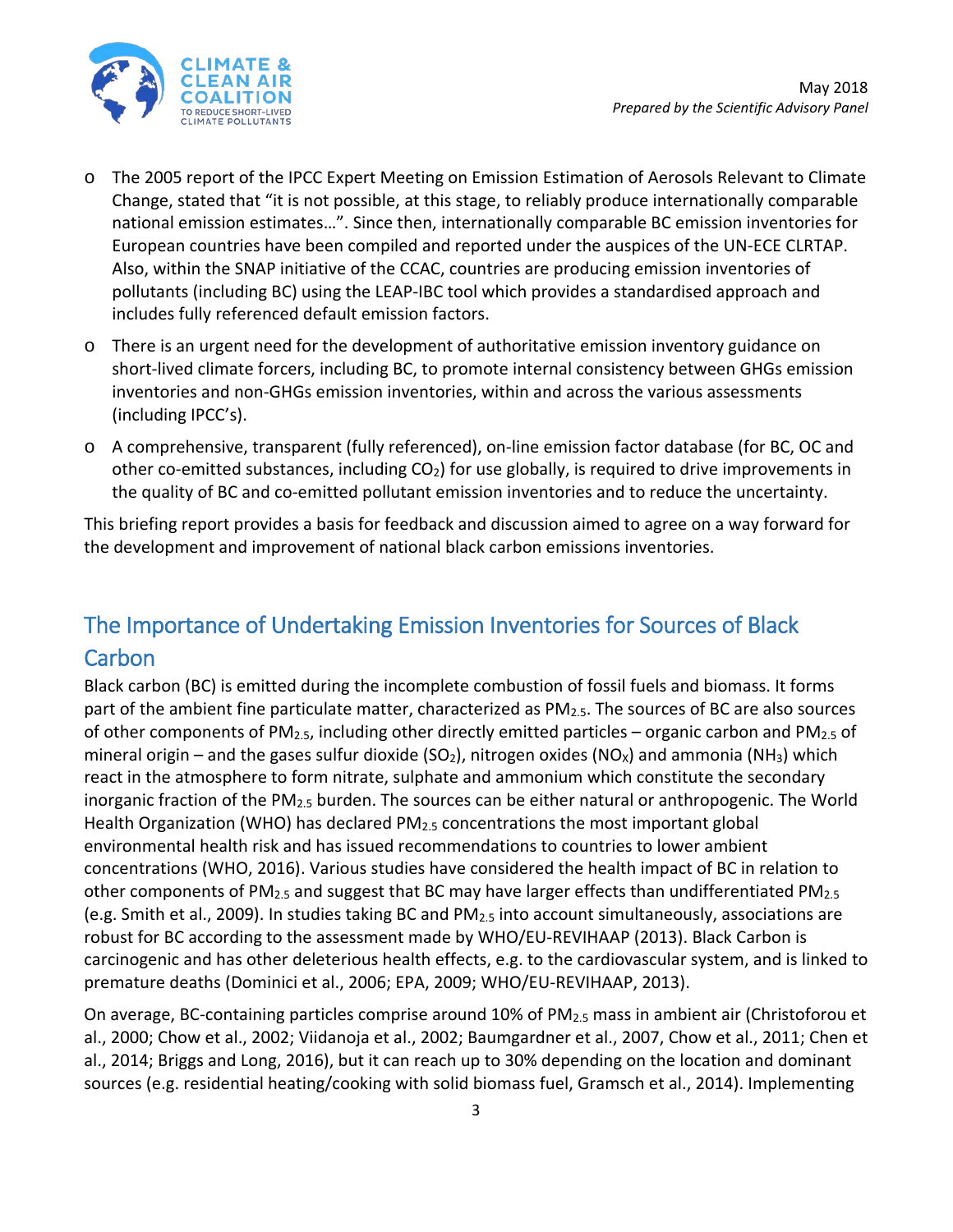- The 2005 report of the IPCC Expert Meeting on Emission Estimation of Aerosols Relevant to Climate Change, stated that "it is not possible, at this stage, to reliably produce internationally comparable national emission estimates…". Since then, internationally comparable BC emission inventories for European countries have been compiled and reported under the auspices of the UN-ECE CLRTAP. Also, within the SNAP initiative of the CCAC, countries are producing emission inventories of pollutants (including BC) using the LEAP-IBC tool which provides a standardised approach and includes fully referenced default emission factors.
- There is an urgent need for the development of authoritative emission inventory guidance on short-lived climate forcers, including BC, to promote internal consistency between GHGs emission inventories and non-GHGs emission inventories, within and across the various assessments (including IPCC's).
- A comprehensive, transparent (fully referenced), on-line emission factor database (for BC, OC and other co-emitted substances, including $CO_2$) for use globally, is required to drive improvements in the quality of BC and co-emitted pollutant emission inventories and to reduce the uncertainty.

This briefing report provides a basis for feedback and discussion aimed to agree on a way forward for the development and improvement of national black carbon emissions inventories.

## The Importance of Undertaking Emission Inventories for Sources of Black Carbon

Black carbon (BC) is emitted during the incomplete combustion of fossil fuels and biomass. It forms part of the ambient fine particulate matter, characterized as $PM_{2.5}$. The sources of BC are also sources of other components of $PM_{2.5}$, including other directly emitted particles – organic carbon and $PM_{2.5}$ of mineral origin – and the gases sulfur dioxide ($SO_2$), nitrogen oxides ($NO_X$) and ammonia ($NH_3$) which react in the atmosphere to form nitrate, sulphate and ammonium which constitute the secondary inorganic fraction of the $PM_{2.5}$ burden. The sources can be either natural or anthropogenic. The World Health Organization (WHO) has declared $PM_{2.5}$ concentrations the most important global environmental health risk and has issued recommendations to countries to lower ambient concentrations (WHO, 2016). Various studies have considered the health impact of BC in relation to other components of $PM_{2.5}$ and suggest that BC may have larger effects than undifferentiated $PM_{2.5}$ (e.g. Smith et al., 2009). In studies taking BC and $PM_{2.5}$ into account simultaneously, associations are robust for BC according to the assessment made by WHO/EU-REVIHAAP (2013). Black Carbon is carcinogenic and has other deleterious health effects, e.g. to the cardiovascular system, and is linked to premature deaths (Dominici et al., 2006; EPA, 2009; WHO/EU-REVIHAAP, 2013).

On average, BC-containing particles comprise around 10% of $PM_{2.5}$ mass in ambient air (Christoforou et al., 2000; Chow et al., 2002; Viidanoja et al., 2002; Baumgardner et al., 2007, Chow et al., 2011; Chen et al., 2014; Briggs and Long, 2016), but it can reach up to 30% depending on the location and dominant sources (e.g. residential heating/cooking with solid biomass fuel, Gramsch et al., 2014). Implementing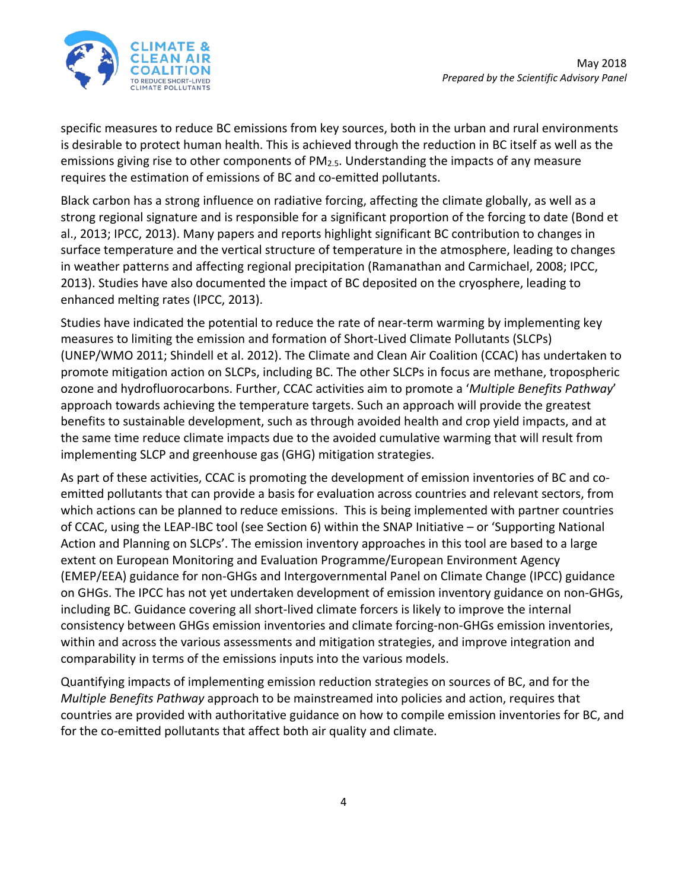specific measures to reduce BC emissions from key sources, both in the urban and rural environments is desirable to protect human health. This is achieved through the reduction in BC itself as well as the emissions giving rise to other components of $PM_{2.5}$. Understanding the impacts of any measure requires the estimation of emissions of BC and co-emitted pollutants.

Black carbon has a strong influence on radiative forcing, affecting the climate globally, as well as a strong regional signature and is responsible for a significant proportion of the forcing to date (Bond et al., 2013; IPCC, 2013). Many papers and reports highlight significant BC contribution to changes in surface temperature and the vertical structure of temperature in the atmosphere, leading to changes in weather patterns and affecting regional precipitation (Ramanathan and Carmichael, 2008; IPCC, 2013). Studies have also documented the impact of BC deposited on the cryosphere, leading to enhanced melting rates (IPCC, 2013).

Studies have indicated the potential to reduce the rate of near-term warming by implementing key measures to limiting the emission and formation of Short-Lived Climate Pollutants (SLCPs) (UNEP/WMO 2011; Shindell et al. 2012). The Climate and Clean Air Coalition (CCAC) has undertaken to promote mitigation action on SLCPs, including BC. The other SLCPs in focus are methane, tropospheric ozone and hydrofluorocarbons. Further, CCAC activities aim to promote a '*Multiple Benefits Pathway*' approach towards achieving the temperature targets. Such an approach will provide the greatest benefits to sustainable development, such as through avoided health and crop yield impacts, and at the same time reduce climate impacts due to the avoided cumulative warming that will result from implementing SLCP and greenhouse gas (GHG) mitigation strategies.

As part of these activities, CCAC is promoting the development of emission inventories of BC and co-emitted pollutants that can provide a basis for evaluation across countries and relevant sectors, from which actions can be planned to reduce emissions. This is being implemented with partner countries of CCAC, using the LEAP-IBC tool (see Section 6) within the SNAP Initiative – or 'Supporting National Action and Planning on SLCPs'. The emission inventory approaches in this tool are based to a large extent on European Monitoring and Evaluation Programme/European Environment Agency (EMEP/EEA) guidance for non-GHGs and Intergovernmental Panel on Climate Change (IPCC) guidance on GHGs. The IPCC has not yet undertaken development of emission inventory guidance on non-GHGs, including BC. Guidance covering all short-lived climate forcers is likely to improve the internal consistency between GHGs emission inventories and climate forcing-non-GHGs emission inventories, within and across the various assessments and mitigation strategies, and improve integration and comparability in terms of the emissions inputs into the various models.

Quantifying impacts of implementing emission reduction strategies on sources of BC, and for the *Multiple Benefits Pathway* approach to be mainstreamed into policies and action, requires that countries are provided with authoritative guidance on how to compile emission inventories for BC, and for the co-emitted pollutants that affect both air quality and climate.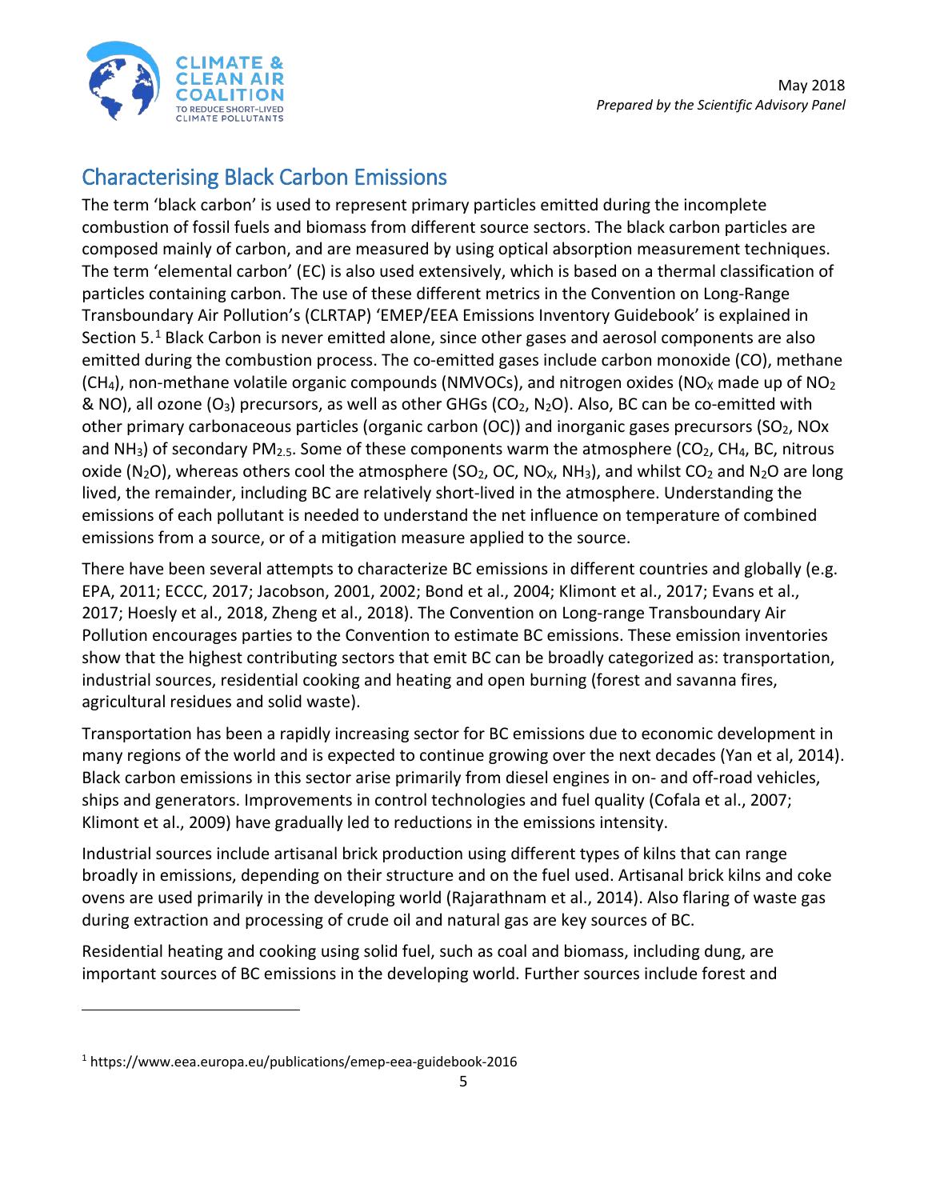## Characterising Black Carbon Emissions

The term 'black carbon' is used to represent primary particles emitted during the incomplete combustion of fossil fuels and biomass from different source sectors. The black carbon particles are composed mainly of carbon, and are measured by using optical absorption measurement techniques. The term 'elemental carbon' (EC) is also used extensively, which is based on a thermal classification of particles containing carbon. The use of these different metrics in the Convention on Long-Range Transboundary Air Pollution's (CLRTAP) 'EMEP/EEA Emissions Inventory Guidebook' is explained in Section 5.[1] Black Carbon is never emitted alone, since other gases and aerosol components are also emitted during the combustion process. The co-emitted gases include carbon monoxide (CO), methane ($CH_4$), non-methane volatile organic compounds (NMVOCs), and nitrogen oxides ($NO_X$ made up of $NO_2$ & NO), all ozone ($O_3$) precursors, as well as other GHGs ($CO_2$, $N_2O$). Also, BC can be co-emitted with other primary carbonaceous particles (organic carbon (OC)) and inorganic gases precursors ($SO_2$, NOx and $NH_3$) of secondary $PM_{2.5}$. Some of these components warm the atmosphere ($CO_2$, $CH_4$, BC, nitrous oxide ($N_2O$), whereas others cool the atmosphere ($SO_2$, OC, $NO_X$, $NH_3$), and whilst $CO_2$ and $N_2O$ are long lived, the remainder, including BC are relatively short-lived in the atmosphere. Understanding the emissions of each pollutant is needed to understand the net influence on temperature of combined emissions from a source, or of a mitigation measure applied to the source.

There have been several attempts to characterize BC emissions in different countries and globally (e.g. EPA, 2011; ECCC, 2017; Jacobson, 2001, 2002; Bond et al., 2004; Klimont et al., 2017; Evans et al., 2017; Hoesly et al., 2018, Zheng et al., 2018). The Convention on Long-range Transboundary Air Pollution encourages parties to the Convention to estimate BC emissions. These emission inventories show that the highest contributing sectors that emit BC can be broadly categorized as: transportation, industrial sources, residential cooking and heating and open burning (forest and savanna fires, agricultural residues and solid waste).

Transportation has been a rapidly increasing sector for BC emissions due to economic development in many regions of the world and is expected to continue growing over the next decades (Yan et al, 2014). Black carbon emissions in this sector arise primarily from diesel engines in on- and off-road vehicles, ships and generators. Improvements in control technologies and fuel quality (Cofala et al., 2007; Klimont et al., 2009) have gradually led to reductions in the emissions intensity.

Industrial sources include artisanal brick production using different types of kilns that can range broadly in emissions, depending on their structure and on the fuel used. Artisanal brick kilns and coke ovens are used primarily in the developing world (Rajarathnam et al., 2014). Also flaring of waste gas during extraction and processing of crude oil and natural gas are key sources of BC.

Residential heating and cooking using solid fuel, such as coal and biomass, including dung, are important sources of BC emissions in the developing world. Further sources include forest and

[1] https://www.eea.europa.eu/publications/emep-eea-guidebook-2016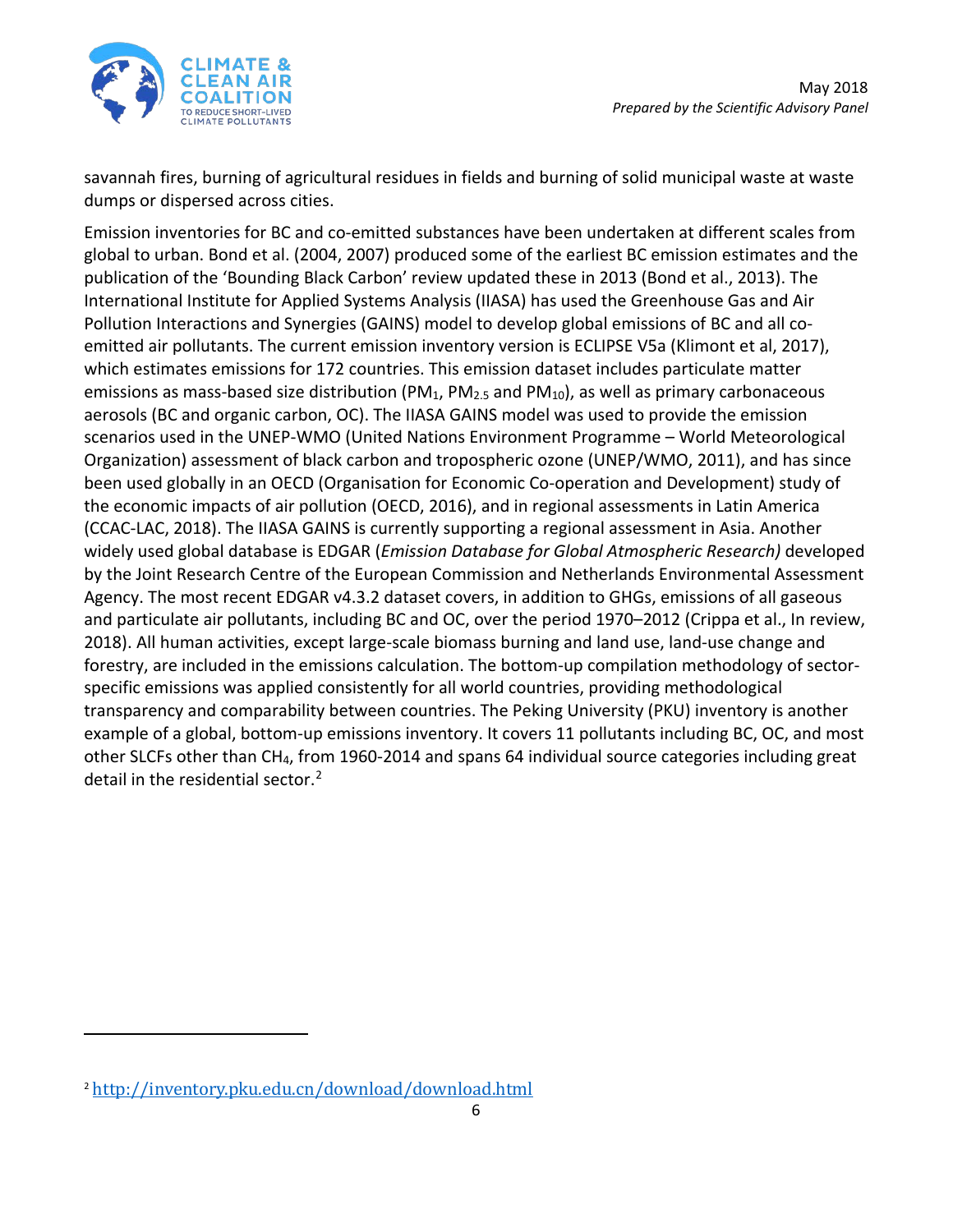savannah fires, burning of agricultural residues in fields and burning of solid municipal waste at waste dumps or dispersed across cities.

Emission inventories for BC and co-emitted substances have been undertaken at different scales from global to urban. Bond et al. (2004, 2007) produced some of the earliest BC emission estimates and the publication of the 'Bounding Black Carbon' review updated these in 2013 (Bond et al., 2013). The International Institute for Applied Systems Analysis (IIASA) has used the Greenhouse Gas and Air Pollution Interactions and Synergies (GAINS) model to develop global emissions of BC and all co-emitted air pollutants. The current emission inventory version is ECLIPSE V5a (Klimont et al, 2017), which estimates emissions for 172 countries. This emission dataset includes particulate matter emissions as mass-based size distribution ($PM_1$, $PM_{2.5}$ and $PM_{10}$), as well as primary carbonaceous aerosols (BC and organic carbon, OC). The IIASA GAINS model was used to provide the emission scenarios used in the UNEP-WMO (United Nations Environment Programme – World Meteorological Organization) assessment of black carbon and tropospheric ozone (UNEP/WMO, 2011), and has since been used globally in an OECD (Organisation for Economic Co-operation and Development) study of the economic impacts of air pollution (OECD, 2016), and in regional assessments in Latin America (CCAC-LAC, 2018). The IIASA GAINS is currently supporting a regional assessment in Asia. Another widely used global database is EDGAR (*Emission Database for Global Atmospheric Research)* developed by the Joint Research Centre of the European Commission and Netherlands Environmental Assessment Agency. The most recent EDGAR v4.3.2 dataset covers, in addition to GHGs, emissions of all gaseous and particulate air pollutants, including BC and OC, over the period 1970–2012 (Crippa et al., In review, 2018). All human activities, except large-scale biomass burning and land use, land-use change and forestry, are included in the emissions calculation. The bottom-up compilation methodology of sector-specific emissions was applied consistently for all world countries, providing methodological transparency and comparability between countries. The Peking University (PKU) inventory is another example of a global, bottom-up emissions inventory. It covers 11 pollutants including BC, OC, and most other SLCFs other than $CH_4$, from 1960-2014 and spans 64 individual source categories including great detail in the residential sector.[2]

---

[2] http://inventory.pku.edu.cn/download/download.html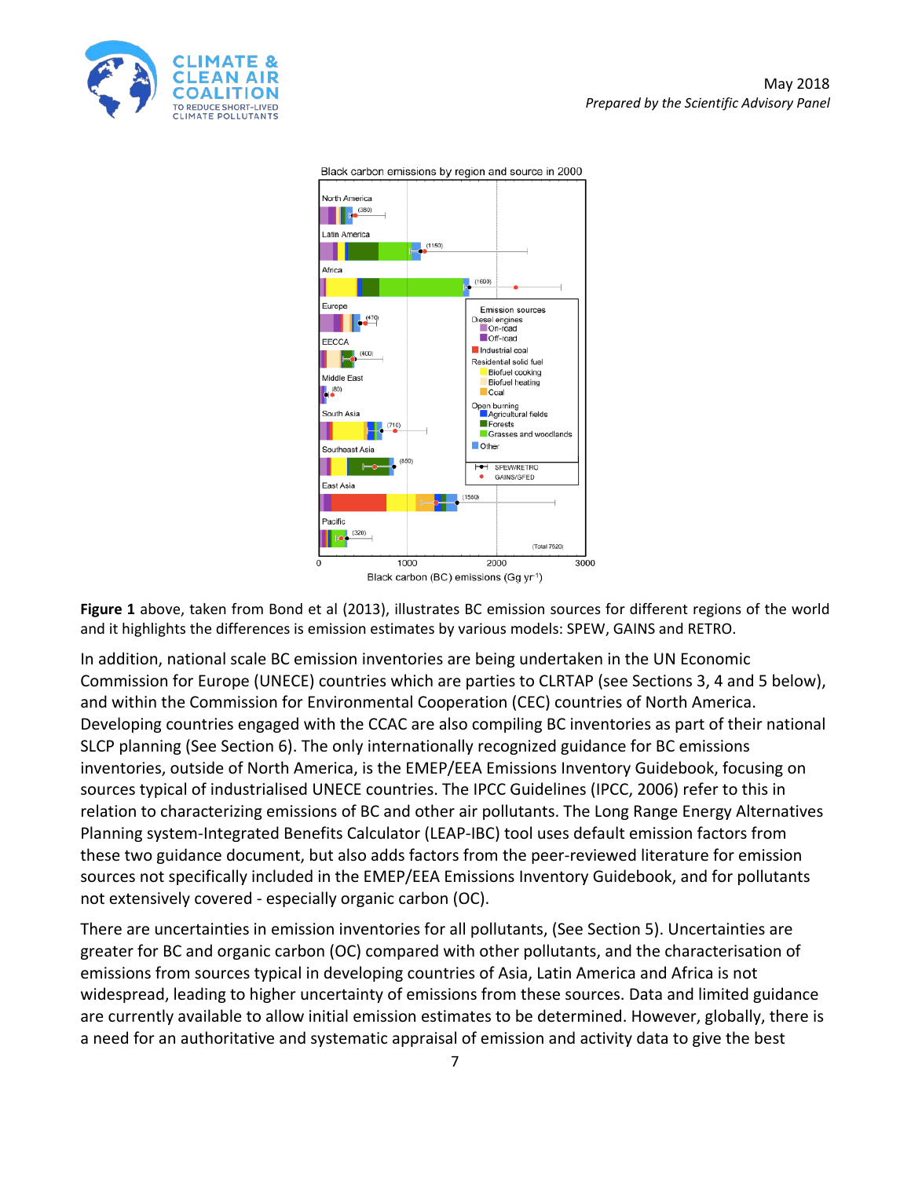**Figure 1** above, taken from Bond et al (2013), illustrates BC emission sources for different regions of the world and it highlights the differences is emission estimates by various models: SPEW, GAINS and RETRO.

In addition, national scale BC emission inventories are being undertaken in the UN Economic Commission for Europe (UNECE) countries which are parties to CLRTAP (see Sections 3, 4 and 5 below), and within the Commission for Environmental Cooperation (CEC) countries of North America. Developing countries engaged with the CCAC are also compiling BC inventories as part of their national SLCP planning (See Section 6). The only internationally recognized guidance for BC emissions inventories, outside of North America, is the EMEP/EEA Emissions Inventory Guidebook, focusing on sources typical of industrialised UNECE countries. The IPCC Guidelines (IPCC, 2006) refer to this in relation to characterizing emissions of BC and other air pollutants. The Long Range Energy Alternatives Planning system-Integrated Benefits Calculator (LEAP-IBC) tool uses default emission factors from these two guidance document, but also adds factors from the peer-reviewed literature for emission sources not specifically included in the EMEP/EEA Emissions Inventory Guidebook, and for pollutants not extensively covered - especially organic carbon (OC).

There are uncertainties in emission inventories for all pollutants, (See Section 5). Uncertainties are greater for BC and organic carbon (OC) compared with other pollutants, and the characterisation of emissions from sources typical in developing countries of Asia, Latin America and Africa is not widespread, leading to higher uncertainty of emissions from these sources. Data and limited guidance are currently available to allow initial emission estimates to be determined. However, globally, there is a need for an authoritative and systematic appraisal of emission and activity data to give the best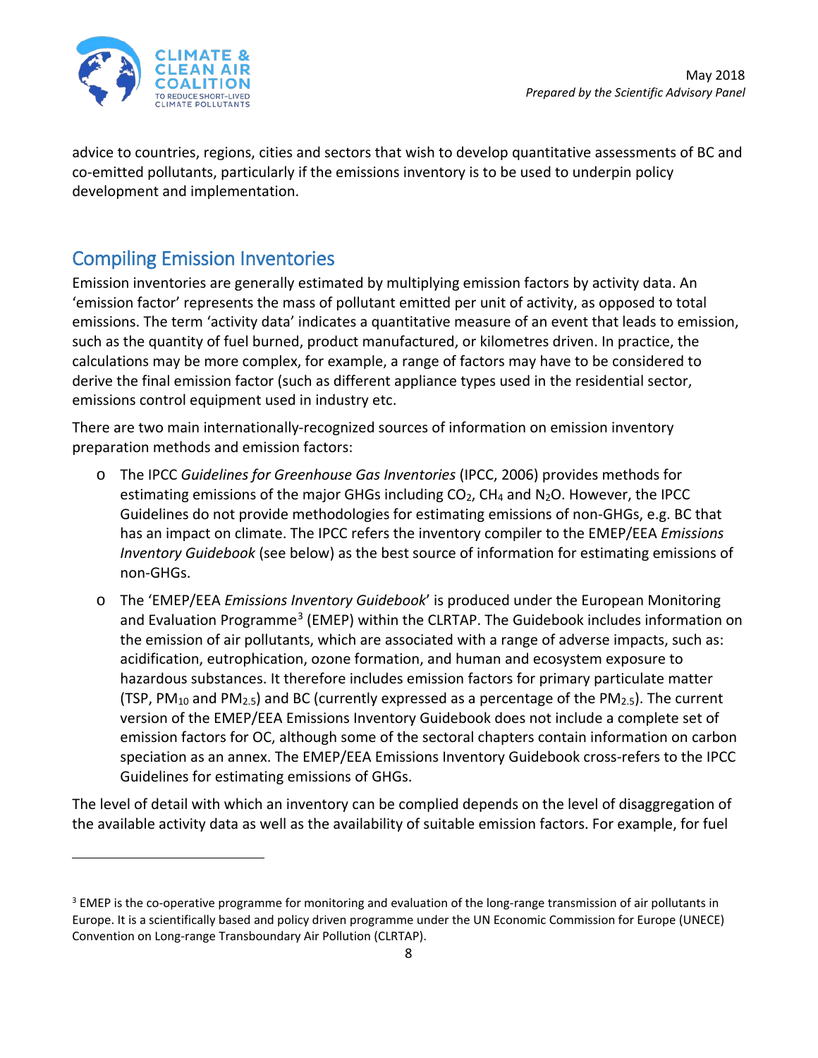advice to countries, regions, cities and sectors that wish to develop quantitative assessments of BC and co-emitted pollutants, particularly if the emissions inventory is to be used to underpin policy development and implementation.

## Compiling Emission Inventories

Emission inventories are generally estimated by multiplying emission factors by activity data. An 'emission factor' represents the mass of pollutant emitted per unit of activity, as opposed to total emissions. The term 'activity data' indicates a quantitative measure of an event that leads to emission, such as the quantity of fuel burned, product manufactured, or kilometres driven. In practice, the calculations may be more complex, for example, a range of factors may have to be considered to derive the final emission factor (such as different appliance types used in the residential sector, emissions control equipment used in industry etc.

There are two main internationally-recognized sources of information on emission inventory preparation methods and emission factors:

- The IPCC *Guidelines for Greenhouse Gas Inventories* (IPCC, 2006) provides methods for estimating emissions of the major GHGs including $CO_2$, $CH_4$ and $N_2O$. However, the IPCC Guidelines do not provide methodologies for estimating emissions of non-GHGs, e.g. BC that has an impact on climate. The IPCC refers the inventory compiler to the EMEP/EEA *Emissions Inventory Guidebook* (see below) as the best source of information for estimating emissions of non-GHGs.
- The 'EMEP/EEA *Emissions Inventory Guidebook*' is produced under the European Monitoring and Evaluation Programme[3] (EMEP) within the CLRTAP. The Guidebook includes information on the emission of air pollutants, which are associated with a range of adverse impacts, such as: acidification, eutrophication, ozone formation, and human and ecosystem exposure to hazardous substances. It therefore includes emission factors for primary particulate matter (TSP, $PM_{10}$ and $PM_{2.5}$) and BC (currently expressed as a percentage of the $PM_{2.5}$). The current version of the EMEP/EEA Emissions Inventory Guidebook does not include a complete set of emission factors for OC, although some of the sectoral chapters contain information on carbon speciation as an annex. The EMEP/EEA Emissions Inventory Guidebook cross-refers to the IPCC Guidelines for estimating emissions of GHGs.

The level of detail with which an inventory can be complied depends on the level of disaggregation of the available activity data as well as the availability of suitable emission factors. For example, for fuel

---

[3] EMEP is the co-operative programme for monitoring and evaluation of the long-range transmission of air pollutants in Europe. It is a scientifically based and policy driven programme under the UN Economic Commission for Europe (UNECE) Convention on Long-range Transboundary Air Pollution (CLRTAP).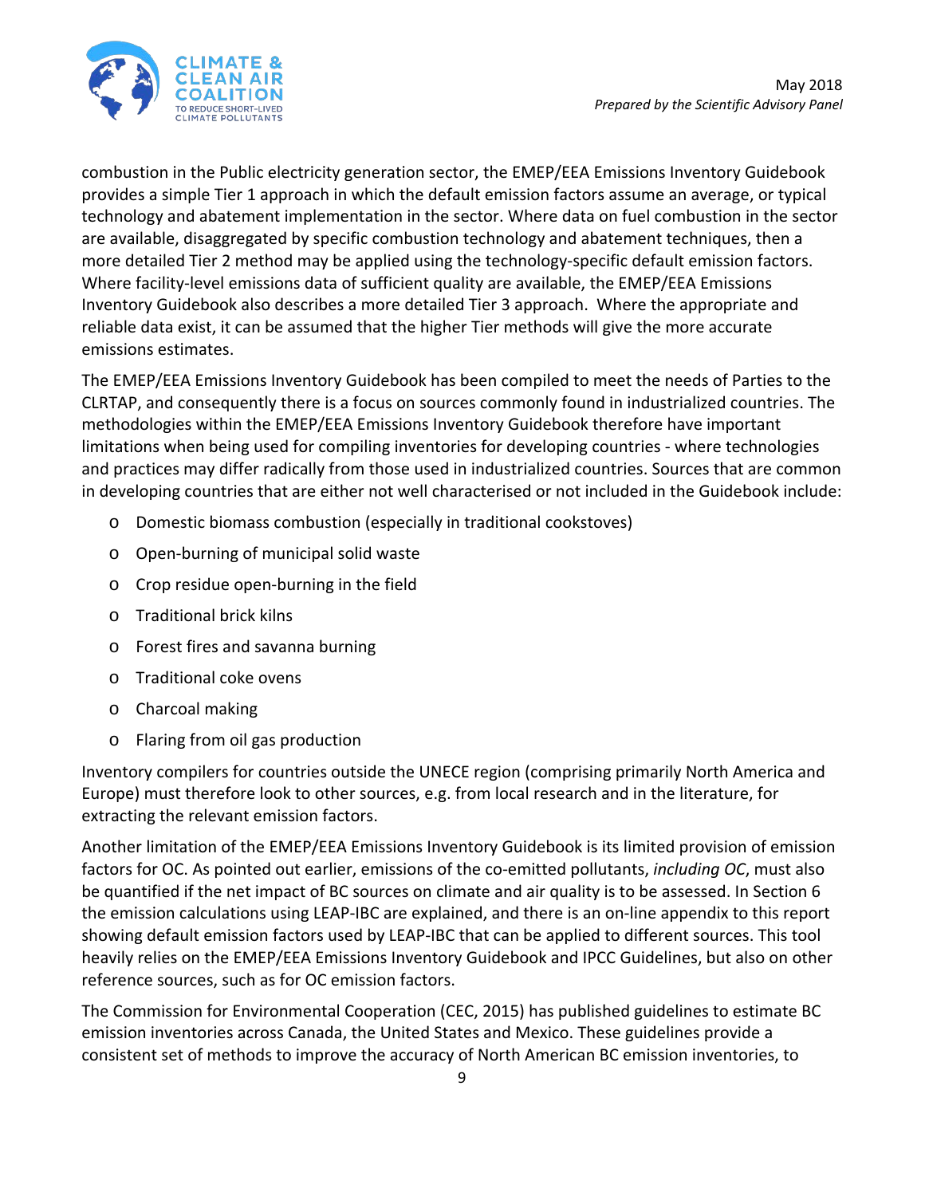combustion in the Public electricity generation sector, the EMEP/EEA Emissions Inventory Guidebook provides a simple Tier 1 approach in which the default emission factors assume an average, or typical technology and abatement implementation in the sector. Where data on fuel combustion in the sector are available, disaggregated by specific combustion technology and abatement techniques, then a more detailed Tier 2 method may be applied using the technology-specific default emission factors. Where facility-level emissions data of sufficient quality are available, the EMEP/EEA Emissions Inventory Guidebook also describes a more detailed Tier 3 approach. Where the appropriate and reliable data exist, it can be assumed that the higher Tier methods will give the more accurate emissions estimates.

The EMEP/EEA Emissions Inventory Guidebook has been compiled to meet the needs of Parties to the CLRTAP, and consequently there is a focus on sources commonly found in industrialized countries. The methodologies within the EMEP/EEA Emissions Inventory Guidebook therefore have important limitations when being used for compiling inventories for developing countries - where technologies and practices may differ radically from those used in industrialized countries. Sources that are common in developing countries that are either not well characterised or not included in the Guidebook include:

- Domestic biomass combustion (especially in traditional cookstoves)
- Open-burning of municipal solid waste
- Crop residue open-burning in the field
- Traditional brick kilns
- Forest fires and savanna burning
- Traditional coke ovens
- Charcoal making
- Flaring from oil gas production

Inventory compilers for countries outside the UNECE region (comprising primarily North America and Europe) must therefore look to other sources, e.g. from local research and in the literature, for extracting the relevant emission factors.

Another limitation of the EMEP/EEA Emissions Inventory Guidebook is its limited provision of emission factors for OC. As pointed out earlier, emissions of the co-emitted pollutants, *including OC*, must also be quantified if the net impact of BC sources on climate and air quality is to be assessed. In Section 6 the emission calculations using LEAP-IBC are explained, and there is an on-line appendix to this report showing default emission factors used by LEAP-IBC that can be applied to different sources. This tool heavily relies on the EMEP/EEA Emissions Inventory Guidebook and IPCC Guidelines, but also on other reference sources, such as for OC emission factors.

The Commission for Environmental Cooperation (CEC, 2015) has published guidelines to estimate BC emission inventories across Canada, the United States and Mexico. These guidelines provide a consistent set of methods to improve the accuracy of North American BC emission inventories, to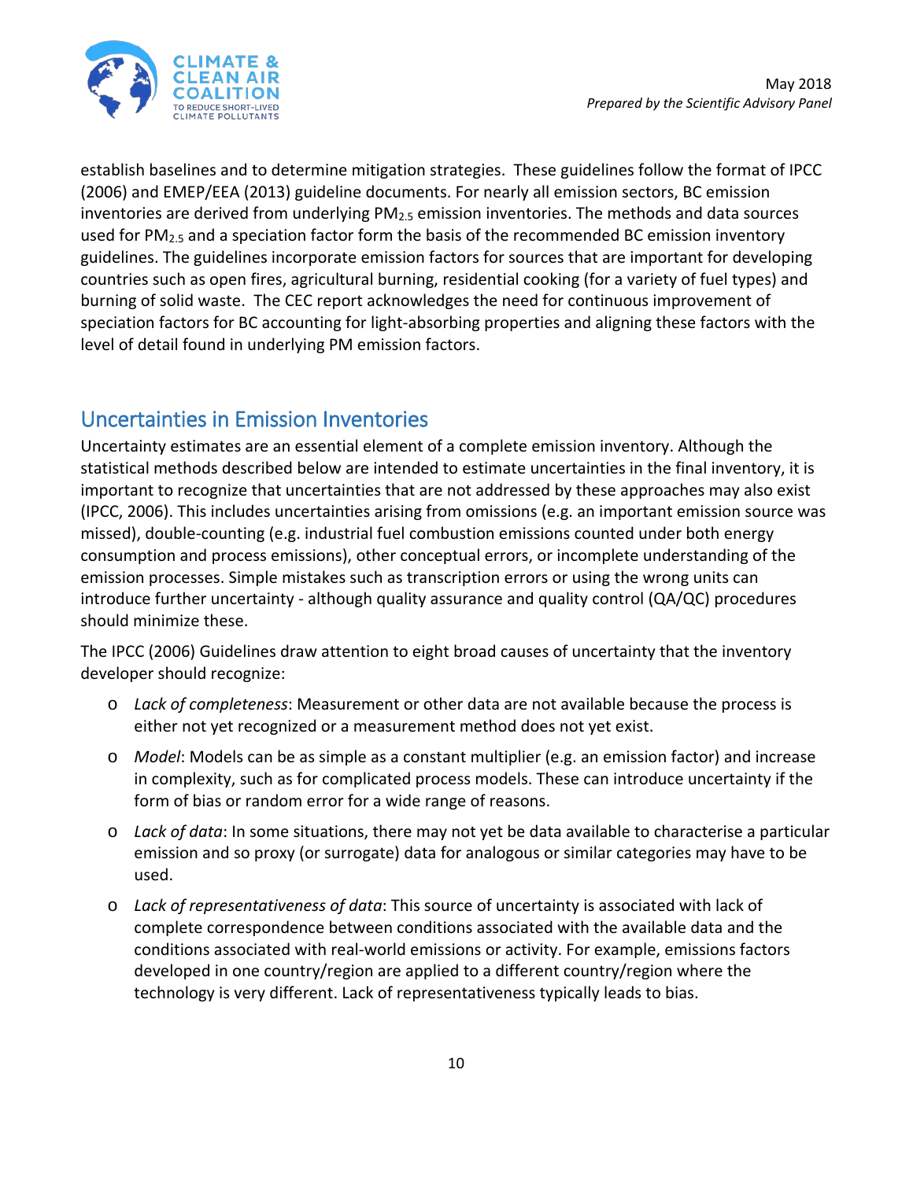establish baselines and to determine mitigation strategies. These guidelines follow the format of IPCC (2006) and EMEP/EEA (2013) guideline documents. For nearly all emission sectors, BC emission inventories are derived from underlying $PM_{2.5}$ emission inventories. The methods and data sources used for $PM_{2.5}$ and a speciation factor form the basis of the recommended BC emission inventory guidelines. The guidelines incorporate emission factors for sources that are important for developing countries such as open fires, agricultural burning, residential cooking (for a variety of fuel types) and burning of solid waste. The CEC report acknowledges the need for continuous improvement of speciation factors for BC accounting for light-absorbing properties and aligning these factors with the level of detail found in underlying PM emission factors.

## Uncertainties in Emission Inventories

Uncertainty estimates are an essential element of a complete emission inventory. Although the statistical methods described below are intended to estimate uncertainties in the final inventory, it is important to recognize that uncertainties that are not addressed by these approaches may also exist (IPCC, 2006). This includes uncertainties arising from omissions (e.g. an important emission source was missed), double-counting (e.g. industrial fuel combustion emissions counted under both energy consumption and process emissions), other conceptual errors, or incomplete understanding of the emission processes. Simple mistakes such as transcription errors or using the wrong units can introduce further uncertainty - although quality assurance and quality control (QA/QC) procedures should minimize these.

The IPCC (2006) Guidelines draw attention to eight broad causes of uncertainty that the inventory developer should recognize:

- *Lack of completeness*: Measurement or other data are not available because the process is either not yet recognized or a measurement method does not yet exist.
- *Model*: Models can be as simple as a constant multiplier (e.g. an emission factor) and increase in complexity, such as for complicated process models. These can introduce uncertainty if the form of bias or random error for a wide range of reasons.
- *Lack of data*: In some situations, there may not yet be data available to characterise a particular emission and so proxy (or surrogate) data for analogous or similar categories may have to be used.
- *Lack of representativeness of data*: This source of uncertainty is associated with lack of complete correspondence between conditions associated with the available data and the conditions associated with real-world emissions or activity. For example, emissions factors developed in one country/region are applied to a different country/region where the technology is very different. Lack of representativeness typically leads to bias.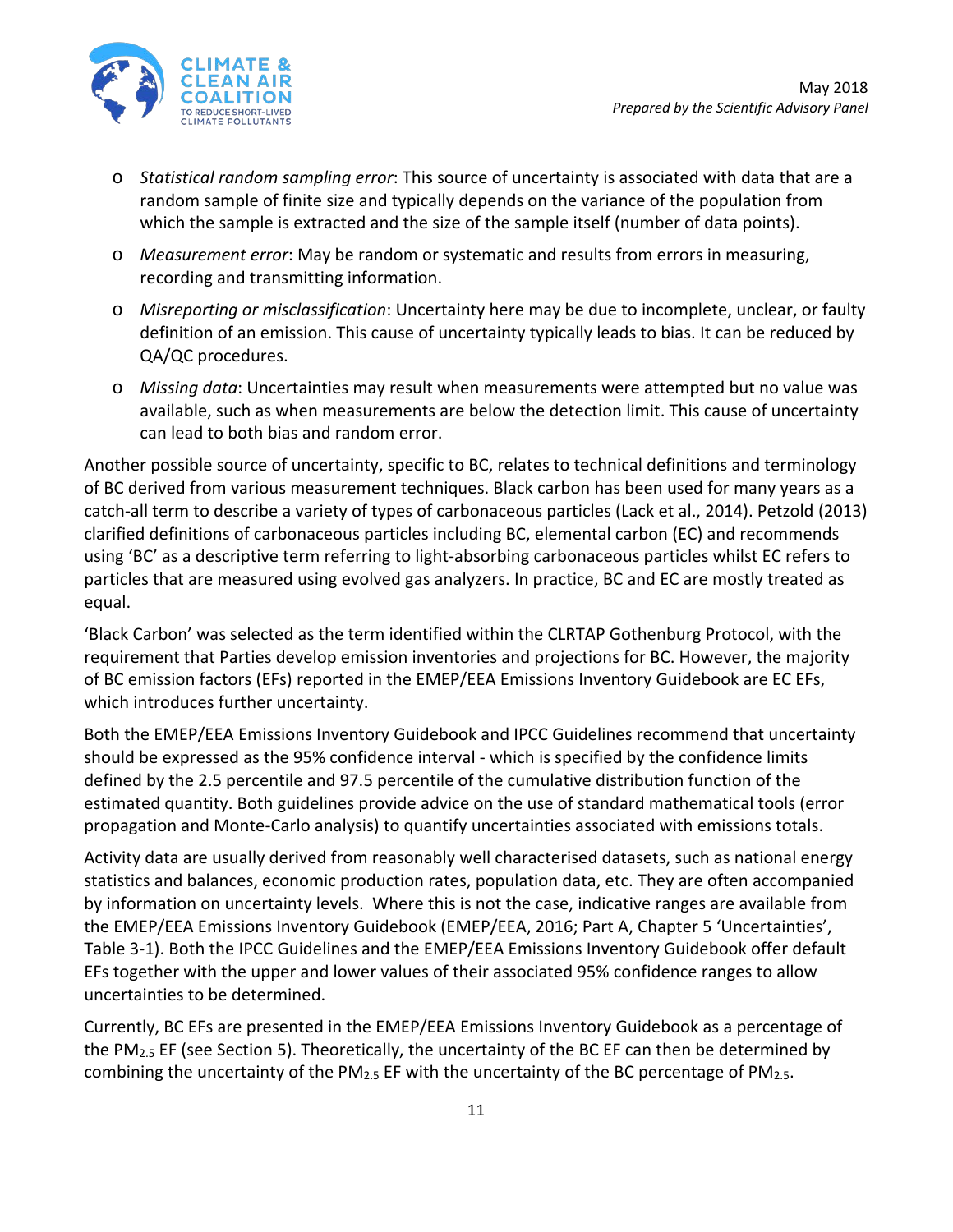- *Statistical random sampling error*: This source of uncertainty is associated with data that are a random sample of finite size and typically depends on the variance of the population from which the sample is extracted and the size of the sample itself (number of data points).
- *Measurement error*: May be random or systematic and results from errors in measuring, recording and transmitting information.
- *Misreporting or misclassification*: Uncertainty here may be due to incomplete, unclear, or faulty definition of an emission. This cause of uncertainty typically leads to bias. It can be reduced by QA/QC procedures.
- *Missing data*: Uncertainties may result when measurements were attempted but no value was available, such as when measurements are below the detection limit. This cause of uncertainty can lead to both bias and random error.

Another possible source of uncertainty, specific to BC, relates to technical definitions and terminology of BC derived from various measurement techniques. Black carbon has been used for many years as a catch-all term to describe a variety of types of carbonaceous particles (Lack et al., 2014). Petzold (2013) clarified definitions of carbonaceous particles including BC, elemental carbon (EC) and recommends using 'BC' as a descriptive term referring to light-absorbing carbonaceous particles whilst EC refers to particles that are measured using evolved gas analyzers. In practice, BC and EC are mostly treated as equal.

'Black Carbon' was selected as the term identified within the CLRTAP Gothenburg Protocol, with the requirement that Parties develop emission inventories and projections for BC. However, the majority of BC emission factors (EFs) reported in the EMEP/EEA Emissions Inventory Guidebook are EC EFs, which introduces further uncertainty.

Both the EMEP/EEA Emissions Inventory Guidebook and IPCC Guidelines recommend that uncertainty should be expressed as the 95% confidence interval - which is specified by the confidence limits defined by the 2.5 percentile and 97.5 percentile of the cumulative distribution function of the estimated quantity. Both guidelines provide advice on the use of standard mathematical tools (error propagation and Monte-Carlo analysis) to quantify uncertainties associated with emissions totals.

Activity data are usually derived from reasonably well characterised datasets, such as national energy statistics and balances, economic production rates, population data, etc. They are often accompanied by information on uncertainty levels. Where this is not the case, indicative ranges are available from the EMEP/EEA Emissions Inventory Guidebook (EMEP/EEA, 2016; Part A, Chapter 5 'Uncertainties', Table 3-1). Both the IPCC Guidelines and the EMEP/EEA Emissions Inventory Guidebook offer default EFs together with the upper and lower values of their associated 95% confidence ranges to allow uncertainties to be determined.

Currently, BC EFs are presented in the EMEP/EEA Emissions Inventory Guidebook as a percentage of the $PM_{2.5}$ EF (see Section 5). Theoretically, the uncertainty of the BC EF can then be determined by combining the uncertainty of the $PM_{2.5}$ EF with the uncertainty of the BC percentage of $PM_{2.5}$.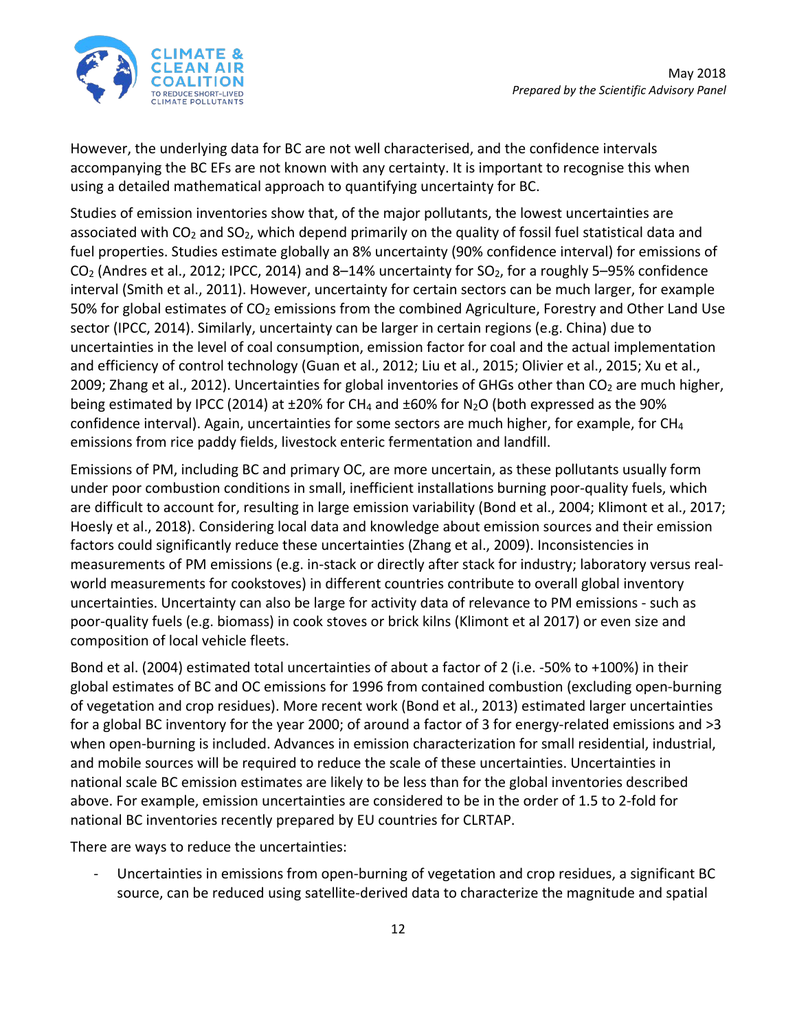However, the underlying data for BC are not well characterised, and the confidence intervals accompanying the BC EFs are not known with any certainty. It is important to recognise this when using a detailed mathematical approach to quantifying uncertainty for BC.

Studies of emission inventories show that, of the major pollutants, the lowest uncertainties are associated with $CO_2$ and $SO_2$, which depend primarily on the quality of fossil fuel statistical data and fuel properties. Studies estimate globally an 8% uncertainty (90% confidence interval) for emissions of $CO_2$ (Andres et al., 2012; IPCC, 2014) and 8–14% uncertainty for $SO_2$, for a roughly 5–95% confidence interval (Smith et al., 2011). However, uncertainty for certain sectors can be much larger, for example 50% for global estimates of $CO_2$ emissions from the combined Agriculture, Forestry and Other Land Use sector (IPCC, 2014). Similarly, uncertainty can be larger in certain regions (e.g. China) due to uncertainties in the level of coal consumption, emission factor for coal and the actual implementation and efficiency of control technology (Guan et al., 2012; Liu et al., 2015; Olivier et al., 2015; Xu et al., 2009; Zhang et al., 2012). Uncertainties for global inventories of GHGs other than $CO_2$ are much higher, being estimated by IPCC (2014) at ±20% for $CH_4$ and ±60% for $N_2O$ (both expressed as the 90% confidence interval). Again, uncertainties for some sectors are much higher, for example, for $CH_4$ emissions from rice paddy fields, livestock enteric fermentation and landfill.

Emissions of PM, including BC and primary OC, are more uncertain, as these pollutants usually form under poor combustion conditions in small, inefficient installations burning poor-quality fuels, which are difficult to account for, resulting in large emission variability (Bond et al., 2004; Klimont et al., 2017; Hoesly et al., 2018). Considering local data and knowledge about emission sources and their emission factors could significantly reduce these uncertainties (Zhang et al., 2009). Inconsistencies in measurements of PM emissions (e.g. in-stack or directly after stack for industry; laboratory versus real-world measurements for cookstoves) in different countries contribute to overall global inventory uncertainties. Uncertainty can also be large for activity data of relevance to PM emissions - such as poor-quality fuels (e.g. biomass) in cook stoves or brick kilns (Klimont et al 2017) or even size and composition of local vehicle fleets.

Bond et al. (2004) estimated total uncertainties of about a factor of 2 (i.e. -50% to +100%) in their global estimates of BC and OC emissions for 1996 from contained combustion (excluding open-burning of vegetation and crop residues). More recent work (Bond et al., 2013) estimated larger uncertainties for a global BC inventory for the year 2000; of around a factor of 3 for energy-related emissions and >3 when open-burning is included. Advances in emission characterization for small residential, industrial, and mobile sources will be required to reduce the scale of these uncertainties. Uncertainties in national scale BC emission estimates are likely to be less than for the global inventories described above. For example, emission uncertainties are considered to be in the order of 1.5 to 2-fold for national BC inventories recently prepared by EU countries for CLRTAP.

There are ways to reduce the uncertainties:

- Uncertainties in emissions from open-burning of vegetation and crop residues, a significant BC source, can be reduced using satellite-derived data to characterize the magnitude and spatial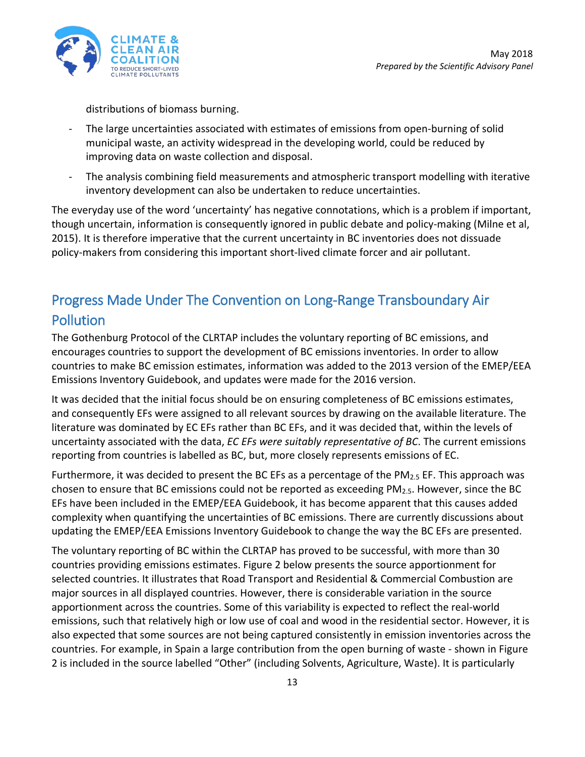distributions of biomass burning.

- The large uncertainties associated with estimates of emissions from open-burning of solid municipal waste, an activity widespread in the developing world, could be reduced by improving data on waste collection and disposal.
- The analysis combining field measurements and atmospheric transport modelling with iterative inventory development can also be undertaken to reduce uncertainties.

The everyday use of the word 'uncertainty' has negative connotations, which is a problem if important, though uncertain, information is consequently ignored in public debate and policy-making (Milne et al, 2015). It is therefore imperative that the current uncertainty in BC inventories does not dissuade policy-makers from considering this important short-lived climate forcer and air pollutant.

## Progress Made Under The Convention on Long-Range Transboundary Air Pollution

The Gothenburg Protocol of the CLRTAP includes the voluntary reporting of BC emissions, and encourages countries to support the development of BC emissions inventories. In order to allow countries to make BC emission estimates, information was added to the 2013 version of the EMEP/EEA Emissions Inventory Guidebook, and updates were made for the 2016 version.

It was decided that the initial focus should be on ensuring completeness of BC emissions estimates, and consequently EFs were assigned to all relevant sources by drawing on the available literature. The literature was dominated by EC EFs rather than BC EFs, and it was decided that, within the levels of uncertainty associated with the data, *EC EFs were suitably representative of BC*. The current emissions reporting from countries is labelled as BC, but, more closely represents emissions of EC.

Furthermore, it was decided to present the BC EFs as a percentage of the $PM_{2.5}$ EF. This approach was chosen to ensure that BC emissions could not be reported as exceeding $PM_{2.5}$. However, since the BC EFs have been included in the EMEP/EEA Guidebook, it has become apparent that this causes added complexity when quantifying the uncertainties of BC emissions. There are currently discussions about updating the EMEP/EEA Emissions Inventory Guidebook to change the way the BC EFs are presented.

The voluntary reporting of BC within the CLRTAP has proved to be successful, with more than 30 countries providing emissions estimates. Figure 2 below presents the source apportionment for selected countries. It illustrates that Road Transport and Residential & Commercial Combustion are major sources in all displayed countries. However, there is considerable variation in the source apportionment across the countries. Some of this variability is expected to reflect the real-world emissions, such that relatively high or low use of coal and wood in the residential sector. However, it is also expected that some sources are not being captured consistently in emission inventories across the countries. For example, in Spain a large contribution from the open burning of waste - shown in Figure 2 is included in the source labelled "Other" (including Solvents, Agriculture, Waste). It is particularly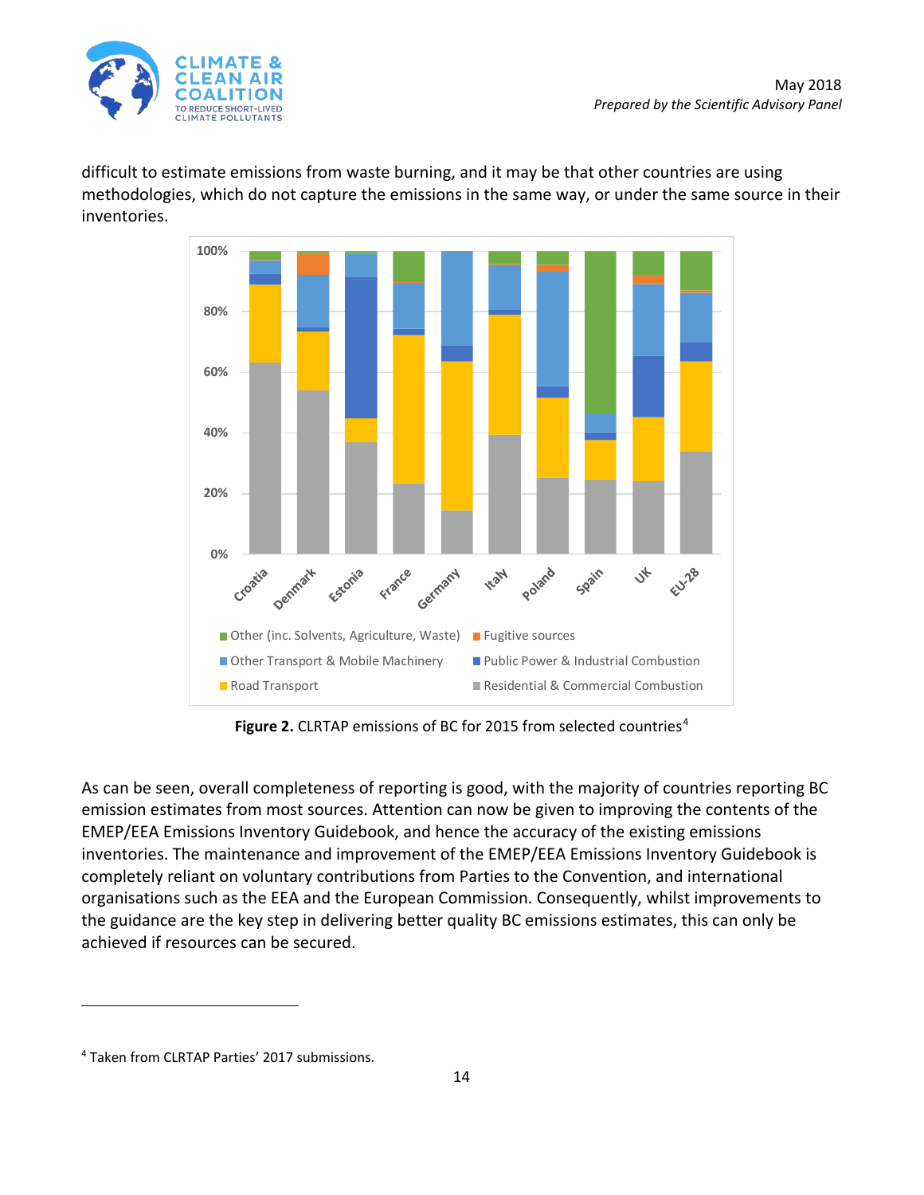difficult to estimate emissions from waste burning, and it may be that other countries are using methodologies, which do not capture the emissions in the same way, or under the same source in their inventories.

**Figure 2.** CLRTAP emissions of BC for 2015 from selected countries[4]

As can be seen, overall completeness of reporting is good, with the majority of countries reporting BC emission estimates from most sources. Attention can now be given to improving the contents of the EMEP/EEA Emissions Inventory Guidebook, and hence the accuracy of the existing emissions inventories. The maintenance and improvement of the EMEP/EEA Emissions Inventory Guidebook is completely reliant on voluntary contributions from Parties to the Convention, and international organisations such as the EEA and the European Commission. Consequently, whilst improvements to the guidance are the key step in delivering better quality BC emissions estimates, this can only be achieved if resources can be secured.

---

[4] Taken from CLRTAP Parties' 2017 submissions.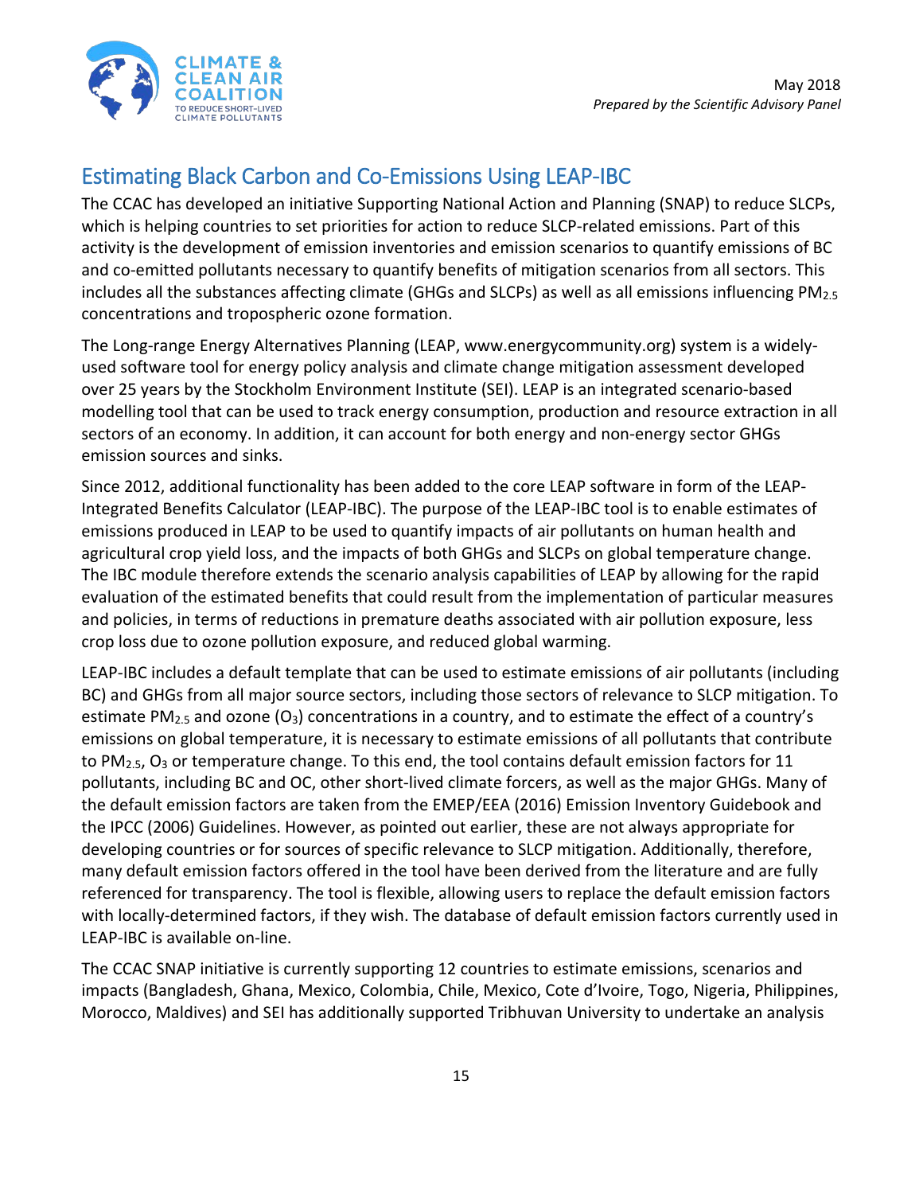## Estimating Black Carbon and Co-Emissions Using LEAP-IBC

The CCAC has developed an initiative Supporting National Action and Planning (SNAP) to reduce SLCPs, which is helping countries to set priorities for action to reduce SLCP-related emissions. Part of this activity is the development of emission inventories and emission scenarios to quantify emissions of BC and co-emitted pollutants necessary to quantify benefits of mitigation scenarios from all sectors. This includes all the substances affecting climate (GHGs and SLCPs) as well as all emissions influencing $PM_{2.5}$ concentrations and tropospheric ozone formation.

The Long-range Energy Alternatives Planning (LEAP, www.energycommunity.org) system is a widely-used software tool for energy policy analysis and climate change mitigation assessment developed over 25 years by the Stockholm Environment Institute (SEI). LEAP is an integrated scenario-based modelling tool that can be used to track energy consumption, production and resource extraction in all sectors of an economy. In addition, it can account for both energy and non-energy sector GHGs emission sources and sinks.

Since 2012, additional functionality has been added to the core LEAP software in form of the LEAP-Integrated Benefits Calculator (LEAP-IBC). The purpose of the LEAP-IBC tool is to enable estimates of emissions produced in LEAP to be used to quantify impacts of air pollutants on human health and agricultural crop yield loss, and the impacts of both GHGs and SLCPs on global temperature change. The IBC module therefore extends the scenario analysis capabilities of LEAP by allowing for the rapid evaluation of the estimated benefits that could result from the implementation of particular measures and policies, in terms of reductions in premature deaths associated with air pollution exposure, less crop loss due to ozone pollution exposure, and reduced global warming.

LEAP-IBC includes a default template that can be used to estimate emissions of air pollutants (including BC) and GHGs from all major source sectors, including those sectors of relevance to SLCP mitigation. To estimate $PM_{2.5}$ and ozone ($O_3$) concentrations in a country, and to estimate the effect of a country's emissions on global temperature, it is necessary to estimate emissions of all pollutants that contribute to $PM_{2.5}$, $O_3$ or temperature change. To this end, the tool contains default emission factors for 11 pollutants, including BC and OC, other short-lived climate forcers, as well as the major GHGs. Many of the default emission factors are taken from the EMEP/EEA (2016) Emission Inventory Guidebook and the IPCC (2006) Guidelines. However, as pointed out earlier, these are not always appropriate for developing countries or for sources of specific relevance to SLCP mitigation. Additionally, therefore, many default emission factors offered in the tool have been derived from the literature and are fully referenced for transparency. The tool is flexible, allowing users to replace the default emission factors with locally-determined factors, if they wish. The database of default emission factors currently used in LEAP-IBC is available on-line.

The CCAC SNAP initiative is currently supporting 12 countries to estimate emissions, scenarios and impacts (Bangladesh, Ghana, Mexico, Colombia, Chile, Mexico, Cote d'Ivoire, Togo, Nigeria, Philippines, Morocco, Maldives) and SEI has additionally supported Tribhuvan University to undertake an analysis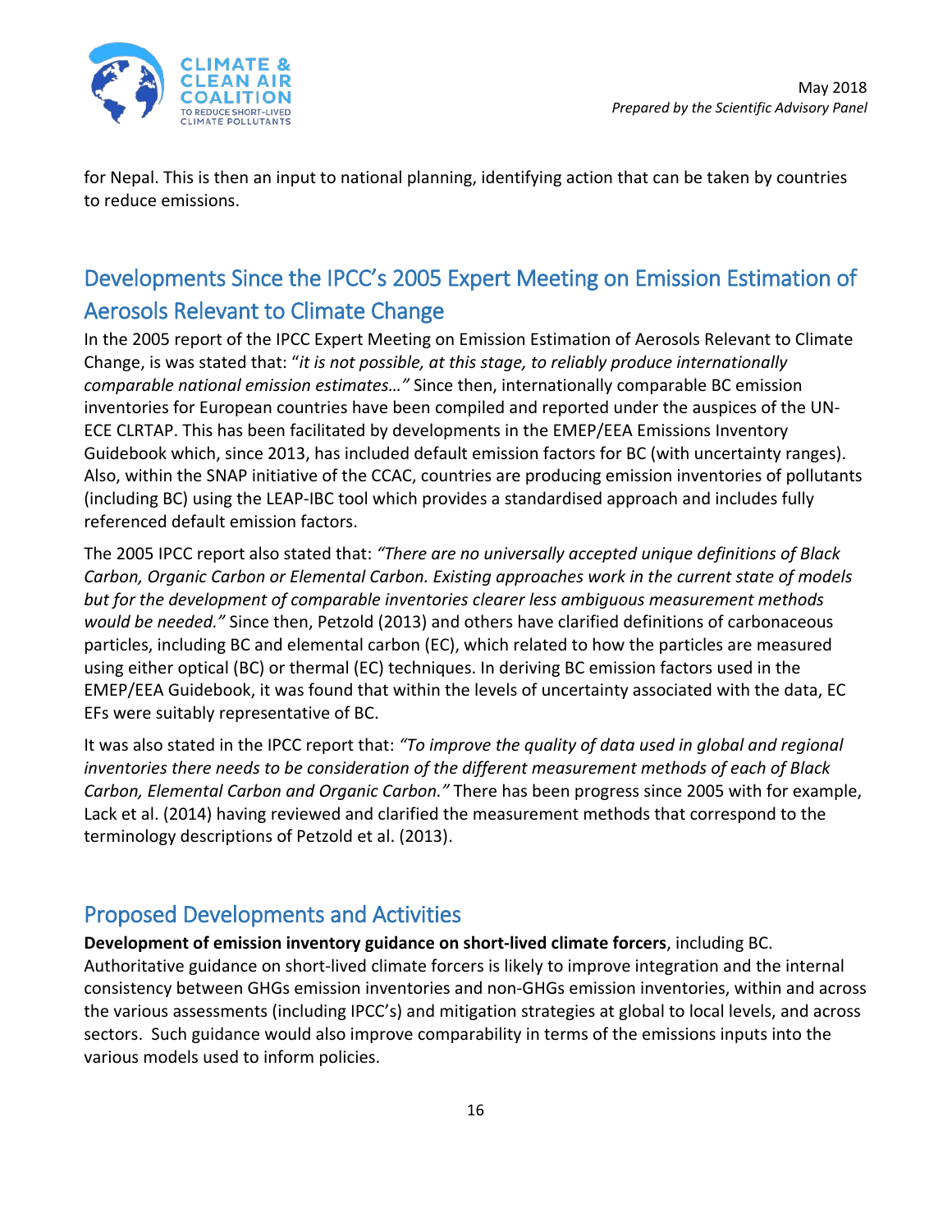for Nepal. This is then an input to national planning, identifying action that can be taken by countries to reduce emissions.

## Developments Since the IPCC's 2005 Expert Meeting on Emission Estimation of Aerosols Relevant to Climate Change

In the 2005 report of the IPCC Expert Meeting on Emission Estimation of Aerosols Relevant to Climate Change, is was stated that: "*it is not possible, at this stage, to reliably produce internationally comparable national emission estimates…"* Since then, internationally comparable BC emission inventories for European countries have been compiled and reported under the auspices of the UN-ECE CLRTAP. This has been facilitated by developments in the EMEP/EEA Emissions Inventory Guidebook which, since 2013, has included default emission factors for BC (with uncertainty ranges). Also, within the SNAP initiative of the CCAC, countries are producing emission inventories of pollutants (including BC) using the LEAP-IBC tool which provides a standardised approach and includes fully referenced default emission factors.

The 2005 IPCC report also stated that: *"There are no universally accepted unique definitions of Black Carbon, Organic Carbon or Elemental Carbon. Existing approaches work in the current state of models but for the development of comparable inventories clearer less ambiguous measurement methods would be needed."* Since then, Petzold (2013) and others have clarified definitions of carbonaceous particles, including BC and elemental carbon (EC), which related to how the particles are measured using either optical (BC) or thermal (EC) techniques. In deriving BC emission factors used in the EMEP/EEA Guidebook, it was found that within the levels of uncertainty associated with the data, EC EFs were suitably representative of BC.

It was also stated in the IPCC report that: *"To improve the quality of data used in global and regional inventories there needs to be consideration of the different measurement methods of each of Black Carbon, Elemental Carbon and Organic Carbon."* There has been progress since 2005 with for example, Lack et al. (2014) having reviewed and clarified the measurement methods that correspond to the terminology descriptions of Petzold et al. (2013).

## Proposed Developments and Activities

**Development of emission inventory guidance on short-lived climate forcers**, including BC. Authoritative guidance on short-lived climate forcers is likely to improve integration and the internal consistency between GHGs emission inventories and non-GHGs emission inventories, within and across the various assessments (including IPCC's) and mitigation strategies at global to local levels, and across sectors. Such guidance would also improve comparability in terms of the emissions inputs into the various models used to inform policies.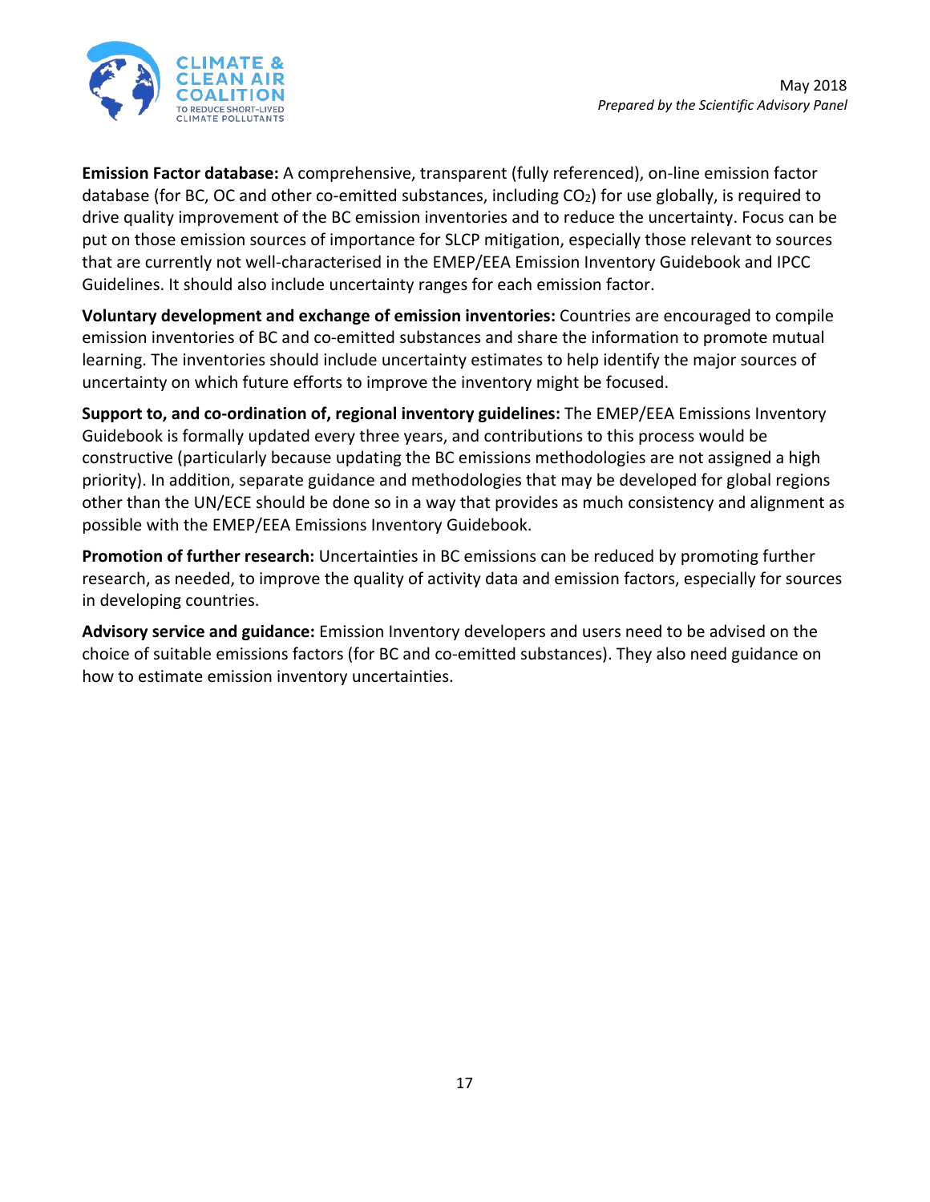**Emission Factor database:** A comprehensive, transparent (fully referenced), on-line emission factor database (for BC, OC and other co-emitted substances, including $CO_2$) for use globally, is required to drive quality improvement of the BC emission inventories and to reduce the uncertainty. Focus can be put on those emission sources of importance for SLCP mitigation, especially those relevant to sources that are currently not well-characterised in the EMEP/EEA Emission Inventory Guidebook and IPCC Guidelines. It should also include uncertainty ranges for each emission factor.

**Voluntary development and exchange of emission inventories:** Countries are encouraged to compile emission inventories of BC and co-emitted substances and share the information to promote mutual learning. The inventories should include uncertainty estimates to help identify the major sources of uncertainty on which future efforts to improve the inventory might be focused.

**Support to, and co-ordination of, regional inventory guidelines:** The EMEP/EEA Emissions Inventory Guidebook is formally updated every three years, and contributions to this process would be constructive (particularly because updating the BC emissions methodologies are not assigned a high priority). In addition, separate guidance and methodologies that may be developed for global regions other than the UN/ECE should be done so in a way that provides as much consistency and alignment as possible with the EMEP/EEA Emissions Inventory Guidebook.

**Promotion of further research:** Uncertainties in BC emissions can be reduced by promoting further research, as needed, to improve the quality of activity data and emission factors, especially for sources in developing countries.

**Advisory service and guidance:** Emission Inventory developers and users need to be advised on the choice of suitable emissions factors (for BC and co-emitted substances). They also need guidance on how to estimate emission inventory uncertainties.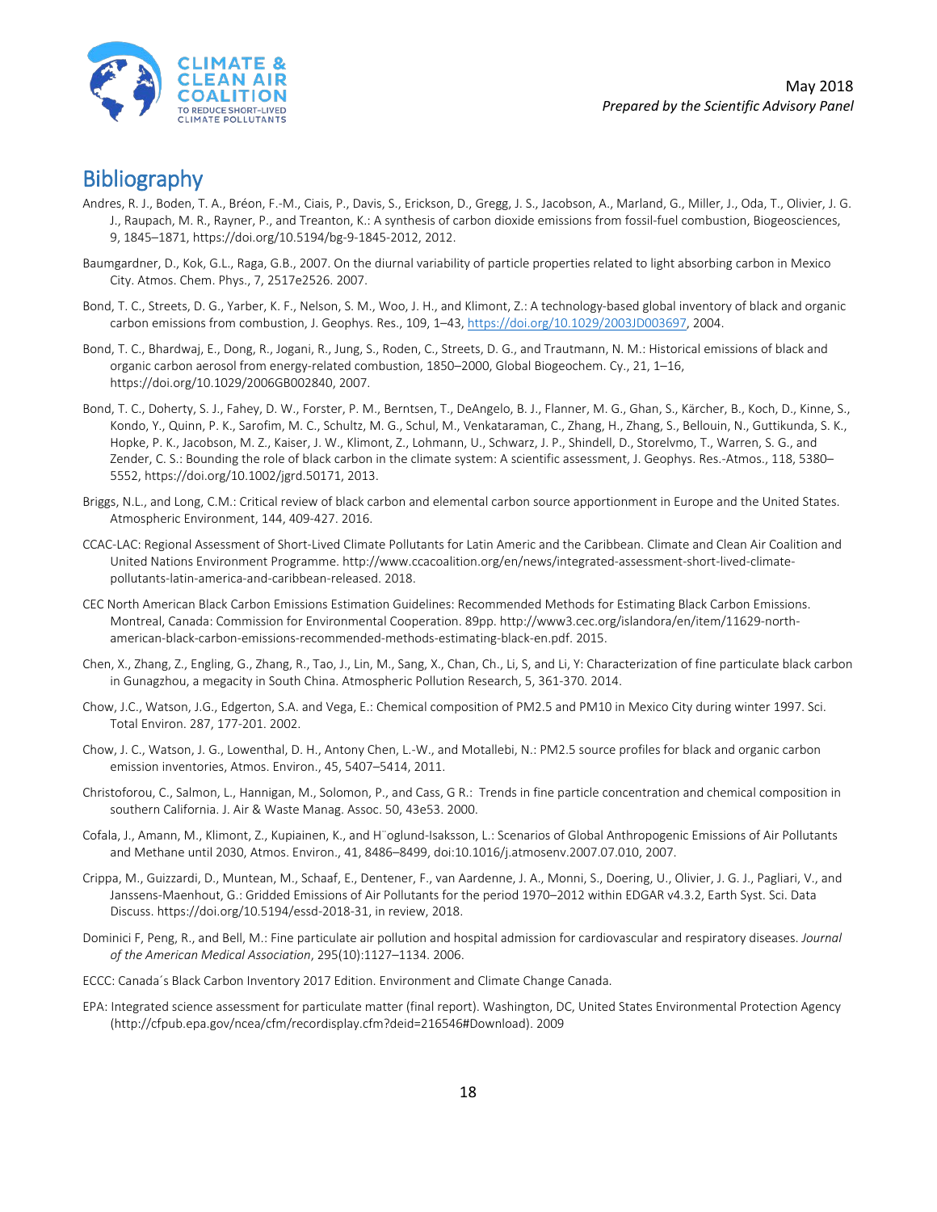# Bibliography

Andres, R. J., Boden, T. A., Bréon, F.-M., Ciais, P., Davis, S., Erickson, D., Gregg, J. S., Jacobson, A., Marland, G., Miller, J., Oda, T., Olivier, J. G. J., Raupach, M. R., Rayner, P., and Treanton, K.: A synthesis of carbon dioxide emissions from fossil-fuel combustion, Biogeosciences, 9, 1845–1871, https://doi.org/10.5194/bg-9-1845-2012, 2012.

Baumgardner, D., Kok, G.L., Raga, G.B., 2007. On the diurnal variability of particle properties related to light absorbing carbon in Mexico City. Atmos. Chem. Phys., 7, 2517e2526. 2007.

Bond, T. C., Streets, D. G., Yarber, K. F., Nelson, S. M., Woo, J. H., and Klimont, Z.: A technology-based global inventory of black and organic carbon emissions from combustion, J. Geophys. Res., 109, 1–43, https://doi.org/10.1029/2003JD003697, 2004.

Bond, T. C., Bhardwaj, E., Dong, R., Jogani, R., Jung, S., Roden, C., Streets, D. G., and Trautmann, N. M.: Historical emissions of black and organic carbon aerosol from energy-related combustion, 1850–2000, Global Biogeochem. Cy., 21, 1–16, https://doi.org/10.1029/2006GB002840, 2007.

Bond, T. C., Doherty, S. J., Fahey, D. W., Forster, P. M., Berntsen, T., DeAngelo, B. J., Flanner, M. G., Ghan, S., Kärcher, B., Koch, D., Kinne, S., Kondo, Y., Quinn, P. K., Sarofim, M. C., Schultz, M. G., Schul, M., Venkataraman, C., Zhang, H., Zhang, S., Bellouin, N., Guttikunda, S. K., Hopke, P. K., Jacobson, M. Z., Kaiser, J. W., Klimont, Z., Lohmann, U., Schwarz, J. P., Shindell, D., Storelvmo, T., Warren, S. G., and Zender, C. S.: Bounding the role of black carbon in the climate system: A scientific assessment, J. Geophys. Res.-Atmos., 118, 5380–5552, https://doi.org/10.1002/jgrd.50171, 2013.

Briggs, N.L., and Long, C.M.: Critical review of black carbon and elemental carbon source apportionment in Europe and the United States. Atmospheric Environment, 144, 409-427. 2016.

CCAC-LAC: Regional Assessment of Short-Lived Climate Pollutants for Latin Americ and the Caribbean. Climate and Clean Air Coalition and United Nations Environment Programme. http://www.ccacoalition.org/en/news/integrated-assessment-short-lived-climate-pollutants-latin-america-and-caribbean-released. 2018.

CEC North American Black Carbon Emissions Estimation Guidelines: Recommended Methods for Estimating Black Carbon Emissions. Montreal, Canada: Commission for Environmental Cooperation. 89pp. http://www3.cec.org/islandora/en/item/11629-north-american-black-carbon-emissions-recommended-methods-estimating-black-en.pdf. 2015.

Chen, X., Zhang, Z., Engling, G., Zhang, R., Tao, J., Lin, M., Sang, X., Chan, Ch., Li, S, and Li, Y: Characterization of fine particulate black carbon in Gunagzhou, a megacity in South China. Atmospheric Pollution Research, 5, 361-370. 2014.

Chow, J.C., Watson, J.G., Edgerton, S.A. and Vega, E.: Chemical composition of PM2.5 and PM10 in Mexico City during winter 1997. Sci. Total Environ. 287, 177-201. 2002.

Chow, J. C., Watson, J. G., Lowenthal, D. H., Antony Chen, L.-W., and Motallebi, N.: PM2.5 source profiles for black and organic carbon emission inventories, Atmos. Environ., 45, 5407–5414, 2011.

Christoforou, C., Salmon, L., Hannigan, M., Solomon, P., and Cass, G R.: Trends in fine particle concentration and chemical composition in southern California. J. Air & Waste Manag. Assoc. 50, 43e53. 2000.

Cofala, J., Amann, M., Klimont, Z., Kupiainen, K., and H¨oglund-Isaksson, L.: Scenarios of Global Anthropogenic Emissions of Air Pollutants and Methane until 2030, Atmos. Environ., 41, 8486–8499, doi:10.1016/j.atmosenv.2007.07.010, 2007.

Crippa, M., Guizzardi, D., Muntean, M., Schaaf, E., Dentener, F., van Aardenne, J. A., Monni, S., Doering, U., Olivier, J. G. J., Pagliari, V., and Janssens-Maenhout, G.: Gridded Emissions of Air Pollutants for the period 1970–2012 within EDGAR v4.3.2, Earth Syst. Sci. Data Discuss. https://doi.org/10.5194/essd-2018-31, in review, 2018.

Dominici F, Peng, R., and Bell, M.: Fine particulate air pollution and hospital admission for cardiovascular and respiratory diseases. *Journal of the American Medical Association*, 295(10):1127–1134. 2006.

ECCC: Canada´s Black Carbon Inventory 2017 Edition. Environment and Climate Change Canada.

EPA: Integrated science assessment for particulate matter (final report). Washington, DC, United States Environmental Protection Agency (http://cfpub.epa.gov/ncea/cfm/recordisplay.cfm?deid=216546#Download). 2009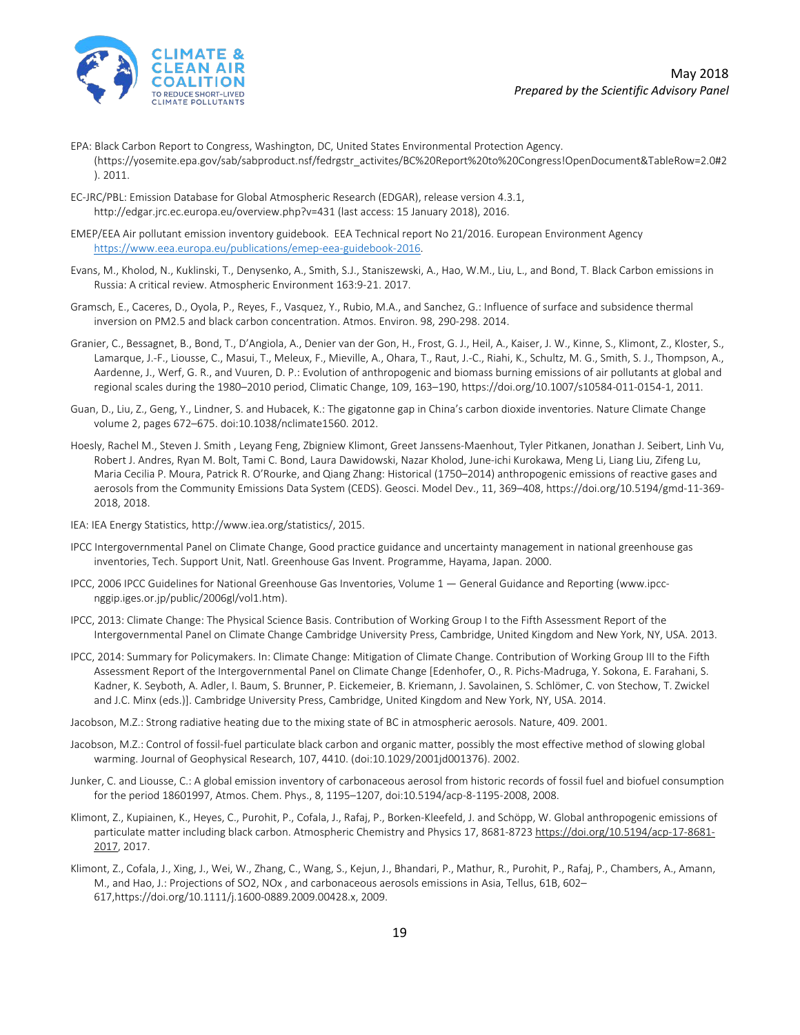EPA: Black Carbon Report to Congress, Washington, DC, United States Environmental Protection Agency. (https://yosemite.epa.gov/sab/sabproduct.nsf/fedrgstr_activites/BC%20Report%20to%20Congress!OpenDocument&TableRow=2.0#2). 2011.

EC-JRC/PBL: Emission Database for Global Atmospheric Research (EDGAR), release version 4.3.1, http://edgar.jrc.ec.europa.eu/overview.php?v=431 (last access: 15 January 2018), 2016.

EMEP/EEA Air pollutant emission inventory guidebook. EEA Technical report No 21/2016. European Environment Agency https://www.eea.europa.eu/publications/emep-eea-guidebook-2016.

Evans, M., Kholod, N., Kuklinski, T., Denysenko, A., Smith, S.J., Staniszewski, A., Hao, W.M., Liu, L., and Bond, T. Black Carbon emissions in Russia: A critical review. Atmospheric Environment 163:9-21. 2017.

Gramsch, E., Caceres, D., Oyola, P., Reyes, F., Vasquez, Y., Rubio, M.A., and Sanchez, G.: Influence of surface and subsidence thermal inversion on PM2.5 and black carbon concentration. Atmos. Environ. 98, 290-298. 2014.

Granier, C., Bessagnet, B., Bond, T., D'Angiola, A., Denier van der Gon, H., Frost, G. J., Heil, A., Kaiser, J. W., Kinne, S., Klimont, Z., Kloster, S., Lamarque, J.-F., Liousse, C., Masui, T., Meleux, F., Mieville, A., Ohara, T., Raut, J.-C., Riahi, K., Schultz, M. G., Smith, S. J., Thompson, A., Aardenne, J., Werf, G. R., and Vuuren, D. P.: Evolution of anthropogenic and biomass burning emissions of air pollutants at global and regional scales during the 1980–2010 period, Climatic Change, 109, 163–190, https://doi.org/10.1007/s10584-011-0154-1, 2011.

Guan, D., Liu, Z., Geng, Y., Lindner, S. and Hubacek, K.: The gigatonne gap in China's carbon dioxide inventories. Nature Climate Change volume 2, pages 672–675. doi:10.1038/nclimate1560. 2012.

Hoesly, Rachel M., Steven J. Smith , Leyang Feng, Zbigniew Klimont, Greet Janssens-Maenhout, Tyler Pitkanen, Jonathan J. Seibert, Linh Vu, Robert J. Andres, Ryan M. Bolt, Tami C. Bond, Laura Dawidowski, Nazar Kholod, June-ichi Kurokawa, Meng Li, Liang Liu, Zifeng Lu, Maria Cecilia P. Moura, Patrick R. O'Rourke, and Qiang Zhang: Historical (1750–2014) anthropogenic emissions of reactive gases and aerosols from the Community Emissions Data System (CEDS). Geosci. Model Dev., 11, 369–408, https://doi.org/10.5194/gmd-11-369-2018, 2018.

IEA: IEA Energy Statistics, http://www.iea.org/statistics/, 2015.

IPCC Intergovernmental Panel on Climate Change, Good practice guidance and uncertainty management in national greenhouse gas inventories, Tech. Support Unit, Natl. Greenhouse Gas Invent. Programme, Hayama, Japan. 2000.

IPCC, 2006 IPCC Guidelines for National Greenhouse Gas Inventories, Volume 1 — General Guidance and Reporting (www.ipcc-nggip.iges.or.jp/public/2006gl/vol1.htm).

IPCC, 2013: Climate Change: The Physical Science Basis. Contribution of Working Group I to the Fifth Assessment Report of the Intergovernmental Panel on Climate Change Cambridge University Press, Cambridge, United Kingdom and New York, NY, USA. 2013.

IPCC, 2014: Summary for Policymakers. In: Climate Change: Mitigation of Climate Change. Contribution of Working Group III to the Fifth Assessment Report of the Intergovernmental Panel on Climate Change [Edenhofer, O., R. Pichs-Madruga, Y. Sokona, E. Farahani, S. Kadner, K. Seyboth, A. Adler, I. Baum, S. Brunner, P. Eickemeier, B. Kriemann, J. Savolainen, S. Schlömer, C. von Stechow, T. Zwickel and J.C. Minx (eds.)]. Cambridge University Press, Cambridge, United Kingdom and New York, NY, USA. 2014.

Jacobson, M.Z.: Strong radiative heating due to the mixing state of BC in atmospheric aerosols. Nature, 409. 2001.

Jacobson, M.Z.: Control of fossil-fuel particulate black carbon and organic matter, possibly the most effective method of slowing global warming. Journal of Geophysical Research, 107, 4410. (doi:10.1029/2001jd001376). 2002.

Junker, C. and Liousse, C.: A global emission inventory of carbonaceous aerosol from historic records of fossil fuel and biofuel consumption for the period 18601997, Atmos. Chem. Phys., 8, 1195–1207, doi:10.5194/acp-8-1195-2008, 2008.

Klimont, Z., Kupiainen, K., Heyes, C., Purohit, P., Cofala, J., Rafaj, P., Borken-Kleefeld, J. and Schöpp, W. Global anthropogenic emissions of particulate matter including black carbon. Atmospheric Chemistry and Physics 17, 8681-8723 https://doi.org/10.5194/acp-17-8681-2017, 2017.

Klimont, Z., Cofala, J., Xing, J., Wei, W., Zhang, C., Wang, S., Kejun, J., Bhandari, P., Mathur, R., Purohit, P., Rafaj, P., Chambers, A., Amann, M., and Hao, J.: Projections of SO2, NOx , and carbonaceous aerosols emissions in Asia, Tellus, 61B, 602–617,https://doi.org/10.1111/j.1600-0889.2009.00428.x, 2009.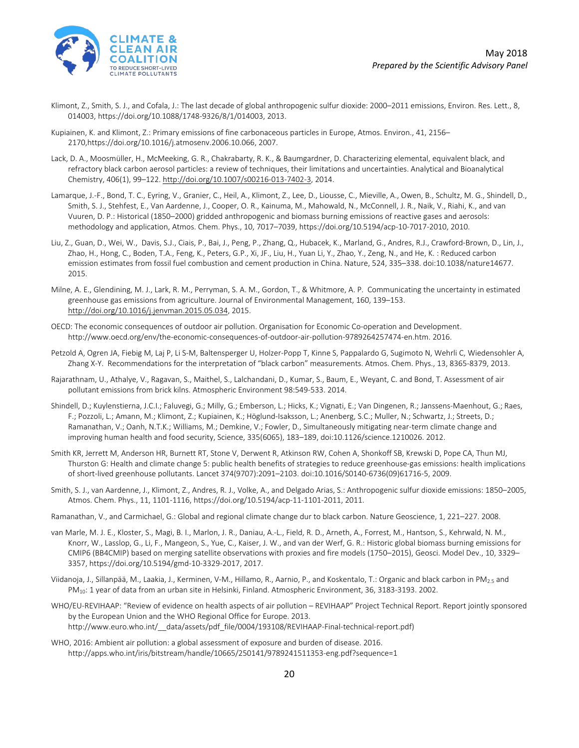Klimont, Z., Smith, S. J., and Cofala, J.: The last decade of global anthropogenic sulfur dioxide: 2000–2011 emissions, Environ. Res. Lett., 8, 014003, https://doi.org/10.1088/1748-9326/8/1/014003, 2013.

Kupiainen, K. and Klimont, Z.: Primary emissions of fine carbonaceous particles in Europe, Atmos. Environ., 41, 2156–2170,https://doi.org/10.1016/j.atmosenv.2006.10.066, 2007.

Lack, D. A., Moosmüller, H., McMeeking, G. R., Chakrabarty, R. K., & Baumgardner, D. Characterizing elemental, equivalent black, and refractory black carbon aerosol particles: a review of techniques, their limitations and uncertainties. Analytical and Bioanalytical Chemistry, 406(1), 99–122. http://doi.org/10.1007/s00216-013-7402-3, 2014.

Lamarque, J.-F., Bond, T. C., Eyring, V., Granier, C., Heil, A., Klimont, Z., Lee, D., Liousse, C., Mieville, A., Owen, B., Schultz, M. G., Shindell, D., Smith, S. J., Stehfest, E., Van Aardenne, J., Cooper, O. R., Kainuma, M., Mahowald, N., McConnell, J. R., Naik, V., Riahi, K., and van Vuuren, D. P.: Historical (1850–2000) gridded anthropogenic and biomass burning emissions of reactive gases and aerosols: methodology and application, Atmos. Chem. Phys., 10, 7017–7039, https://doi.org/10.5194/acp-10-7017-2010, 2010.

Liu, Z., Guan, D., Wei, W., Davis, S.J., Ciais, P., Bai, J., Peng, P., Zhang, Q., Hubacek, K., Marland, G., Andres, R.J., Crawford-Brown, D., Lin, J., Zhao, H., Hong, C., Boden, T.A., Feng, K., Peters, G.P., Xi, JF., Liu, H., Yuan Li, Y., Zhao, Y., Zeng, N., and He, K. : Reduced carbon emission estimates from fossil fuel combustion and cement production in China. Nature, 524, 335–338. doi:10.1038/nature14677. 2015.

Milne, A. E., Glendining, M. J., Lark, R. M., Perryman, S. A. M., Gordon, T., & Whitmore, A. P. Communicating the uncertainty in estimated greenhouse gas emissions from agriculture. Journal of Environmental Management, 160, 139–153. http://doi.org/10.1016/j.jenvman.2015.05.034, 2015.

OECD: The economic consequences of outdoor air pollution. Organisation for Economic Co-operation and Development. http://www.oecd.org/env/the-economic-consequences-of-outdoor-air-pollution-9789264257474-en.htm. 2016.

Petzold A, Ogren JA, Fiebig M, Laj P, Li S-M, Baltensperger U, Holzer-Popp T, Kinne S, Pappalardo G, Sugimoto N, Wehrli C, Wiedensohler A, Zhang X-Y. Recommendations for the interpretation of "black carbon" measurements. Atmos. Chem. Phys., 13, 8365-8379, 2013.

Rajarathnam, U., Athalye, V., Ragavan, S., Maithel, S., Lalchandani, D., Kumar, S., Baum, E., Weyant, C. and Bond, T. Assessment of air pollutant emissions from brick kilns. Atmospheric Environment 98:549-533. 2014.

Shindell, D.; Kuylenstierna, J.C.I.; Faluvegi, G.; Milly, G.; Emberson, L.; Hicks, K.; Vignati, E.; Van Dingenen, R.; Janssens-Maenhout, G.; Raes, F.; Pozzoli, L.; Amann, M.; Klimont, Z.; Kupiainen, K.; Höglund-Isaksson, L.; Anenberg, S.C.; Muller, N.; Schwartz, J.; Streets, D.; Ramanathan, V.; Oanh, N.T.K.; Williams, M.; Demkine, V.; Fowler, D., Simultaneously mitigating near-term climate change and improving human health and food security, Science, 335(6065), 183–189, doi:10.1126/science.1210026. 2012.

Smith KR, Jerrett M, Anderson HR, Burnett RT, Stone V, Derwent R, Atkinson RW, Cohen A, Shonkoff SB, Krewski D, Pope CA, Thun MJ, Thurston G: Health and climate change 5: public health benefits of strategies to reduce greenhouse-gas emissions: health implications of short-lived greenhouse pollutants. Lancet 374(9707):2091–2103. doi:10.1016/S0140-6736(09)61716-5, 2009.

Smith, S. J., van Aardenne, J., Klimont, Z., Andres, R. J., Volke, A., and Delgado Arias, S.: Anthropogenic sulfur dioxide emissions: 1850–2005, Atmos. Chem. Phys., 11, 1101-1116, https://doi.org/10.5194/acp-11-1101-2011, 2011.

Ramanathan, V., and Carmichael, G.: Global and regional climate change dur to black carbon. Nature Geoscience, 1, 221–227. 2008.

van Marle, M. J. E., Kloster, S., Magi, B. I., Marlon, J. R., Daniau, A.-L., Field, R. D., Arneth, A., Forrest, M., Hantson, S., Kehrwald, N. M., Knorr, W., Lasslop, G., Li, F., Mangeon, S., Yue, C., Kaiser, J. W., and van der Werf, G. R.: Historic global biomass burning emissions for CMIP6 (BB4CMIP) based on merging satellite observations with proxies and fire models (1750–2015), Geosci. Model Dev., 10, 3329–3357, https://doi.org/10.5194/gmd-10-3329-2017, 2017.

Viidanoja, J., Sillanpää, M., Laakia, J., Kerminen, V-M., Hillamo, R., Aarnio, P., and Koskentalo, T.: Organic and black carbon in $PM_{2.5}$ and $PM_{10}$: 1 year of data from an urban site in Helsinki, Finland. Atmospheric Environment, 36, 3183-3193. 2002.

WHO/EU-REVIHAAP: "Review of evidence on health aspects of air pollution – REVIHAAP" Project Technical Report. Report jointly sponsored by the European Union and the WHO Regional Office for Europe. 2013. http://www.euro.who.int/__data/assets/pdf_file/0004/193108/REVIHAAP-Final-technical-report.pdf)

WHO, 2016: Ambient air pollution: a global assessment of exposure and burden of disease. 2016. http://apps.who.int/iris/bitstream/handle/10665/250141/9789241511353-eng.pdf?sequence=1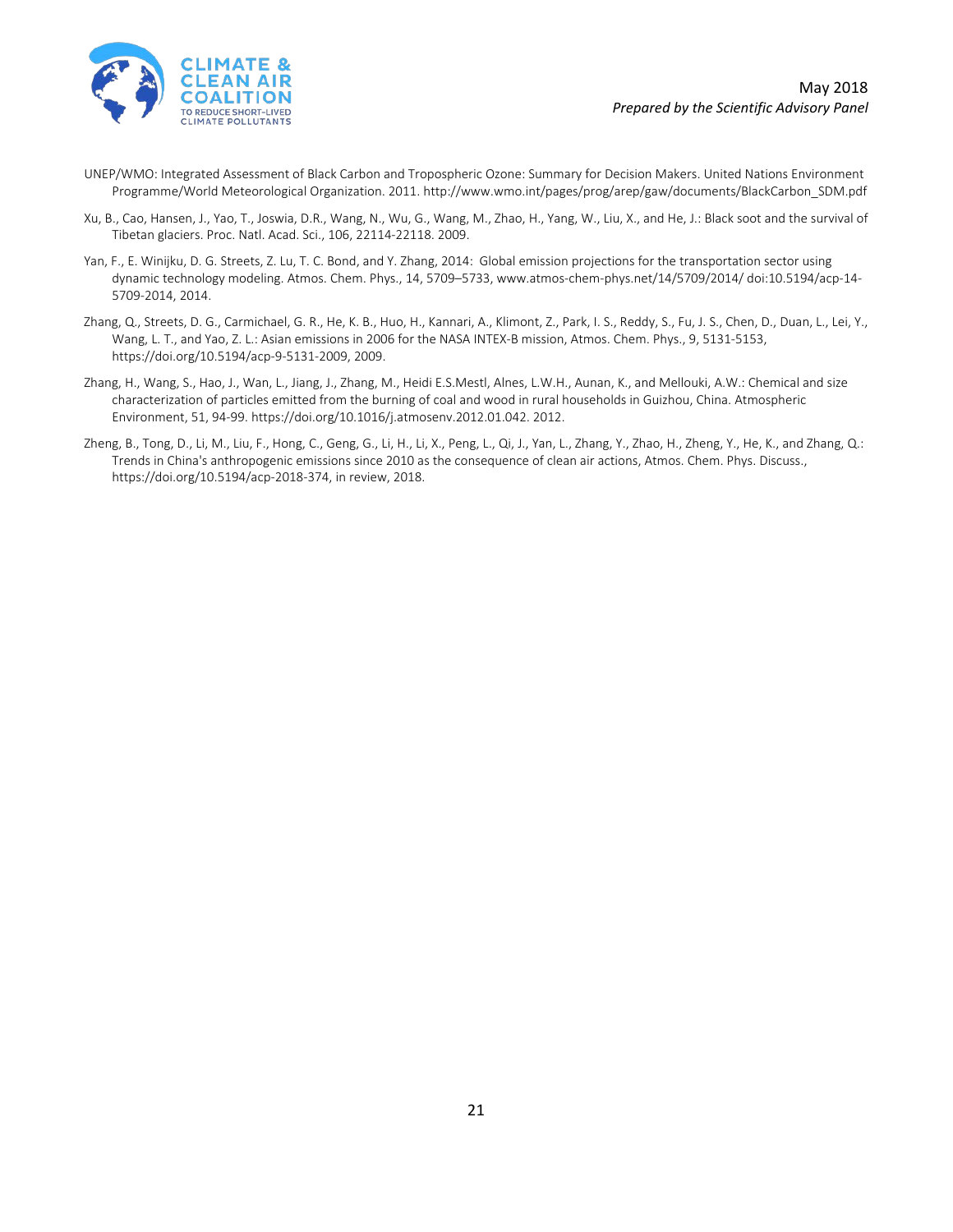UNEP/WMO: Integrated Assessment of Black Carbon and Tropospheric Ozone: Summary for Decision Makers. United Nations Environment Programme/World Meteorological Organization. 2011. http://www.wmo.int/pages/prog/arep/gaw/documents/BlackCarbon_SDM.pdf

Xu, B., Cao, Hansen, J., Yao, T., Joswia, D.R., Wang, N., Wu, G., Wang, M., Zhao, H., Yang, W., Liu, X., and He, J.: Black soot and the survival of Tibetan glaciers. Proc. Natl. Acad. Sci., 106, 22114-22118. 2009.

Yan, F., E. Winijku, D. G. Streets, Z. Lu, T. C. Bond, and Y. Zhang, 2014: Global emission projections for the transportation sector using dynamic technology modeling. Atmos. Chem. Phys., 14, 5709–5733, www.atmos-chem-phys.net/14/5709/2014/ doi:10.5194/acp-14-5709-2014, 2014.

Zhang, Q., Streets, D. G., Carmichael, G. R., He, K. B., Huo, H., Kannari, A., Klimont, Z., Park, I. S., Reddy, S., Fu, J. S., Chen, D., Duan, L., Lei, Y., Wang, L. T., and Yao, Z. L.: Asian emissions in 2006 for the NASA INTEX-B mission, Atmos. Chem. Phys., 9, 5131-5153, https://doi.org/10.5194/acp-9-5131-2009, 2009.

Zhang, H., Wang, S., Hao, J., Wan, L., Jiang, J., Zhang, M., Heidi E.S.Mestl, Alnes, L.W.H., Aunan, K., and Mellouki, A.W.: Chemical and size characterization of particles emitted from the burning of coal and wood in rural households in Guizhou, China. Atmospheric Environment, 51, 94-99. https://doi.org/10.1016/j.atmosenv.2012.01.042. 2012.

Zheng, B., Tong, D., Li, M., Liu, F., Hong, C., Geng, G., Li, H., Li, X., Peng, L., Qi, J., Yan, L., Zhang, Y., Zhao, H., Zheng, Y., He, K., and Zhang, Q.: Trends in China's anthropogenic emissions since 2010 as the consequence of clean air actions, Atmos. Chem. Phys. Discuss., https://doi.org/10.5194/acp-2018-374, in review, 2018.